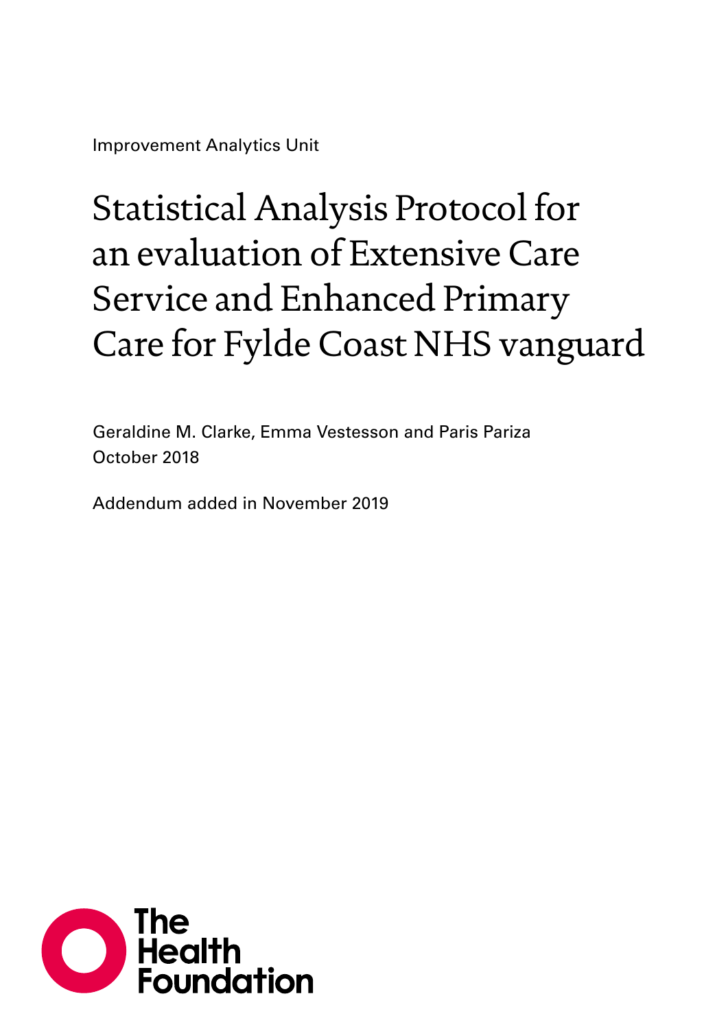Improvement Analytics Unit

# Statistical Analysis Protocol for an evaluation of Extensive Care Service and Enhanced Primary Care for Fylde Coast NHS vanguard

Geraldine M. Clarke, Emma Vestesson and Paris Pariza
October 2018

Addendum added in November 2019

The Health Foundation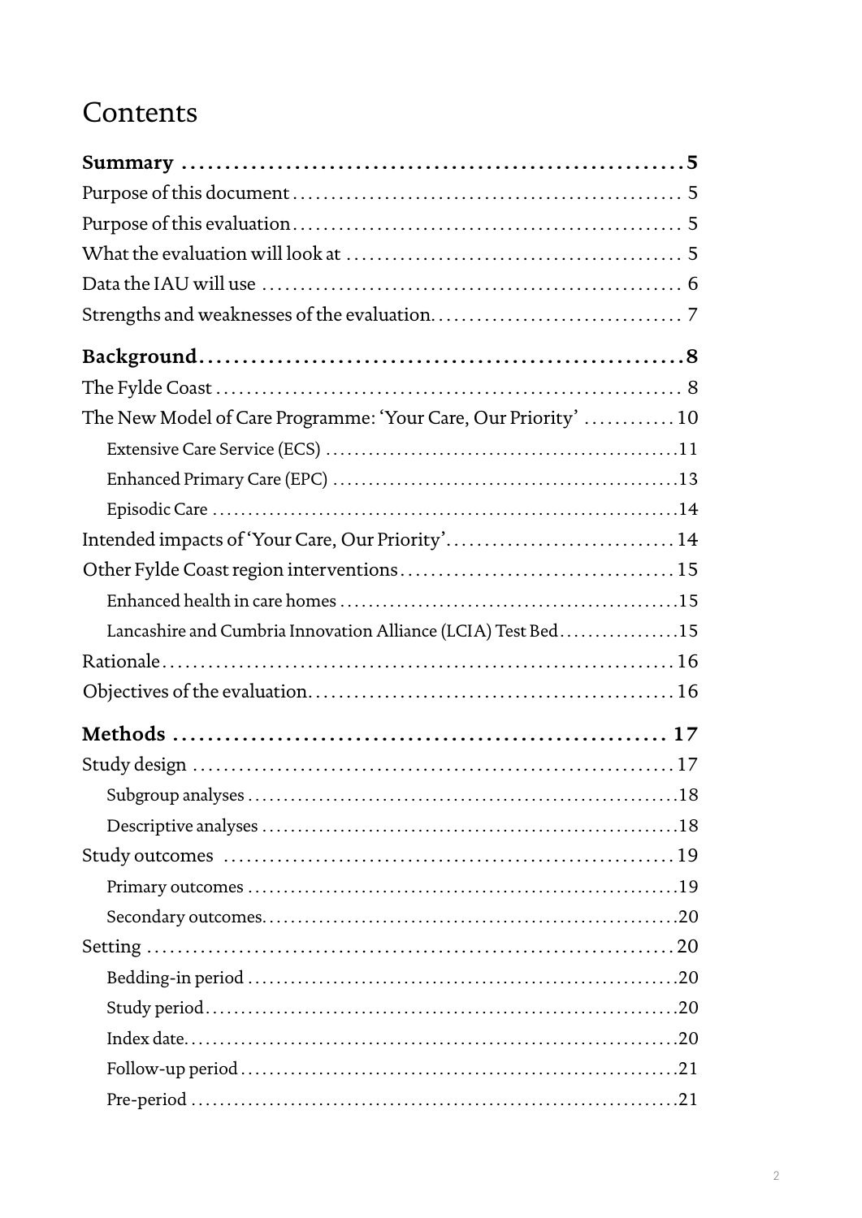# Contents

**Summary** ........................................................ **5**

Purpose of this document ........................................ 5

Purpose of this evaluation ........................................ 5

What the evaluation will look at ................................ 5

Data the IAU will use .............................................. 6

Strengths and weaknesses of the evaluation ............. 7

**Background** ..................................................... **8**

The Fylde Coast ..................................................... 8

The New Model of Care Programme: 'Your Care, Our Priority' ............ 10

- Extensive Care Service (ECS) ................................ 11
- Enhanced Primary Care (EPC) ................................ 13
- Episodic Care ..................................................... 14

Intended impacts of 'Your Care, Our Priority' ............ 14

Other Fylde Coast region interventions ..................... 15

- Enhanced health in care homes ............................. 15
- Lancashire and Cumbria Innovation Alliance (LCIA) Test Bed ............ 15

Rationale ............................................................. 16

Objectives of the evaluation ..................................... 16

**Methods** ......................................................... **17**

Study design ......................................................... 17

- Subgroup analyses ............................................... 18
- Descriptive analyses ............................................ 18

Study outcomes ..................................................... 19

- Primary outcomes ................................................ 19
- Secondary outcomes ............................................ 20

Setting ................................................................ 20

- Bedding-in period ................................................ 20
- Study period ....................................................... 20
- Index date .......................................................... 20
- Follow-up period ................................................. 21
- Pre-period .......................................................... 21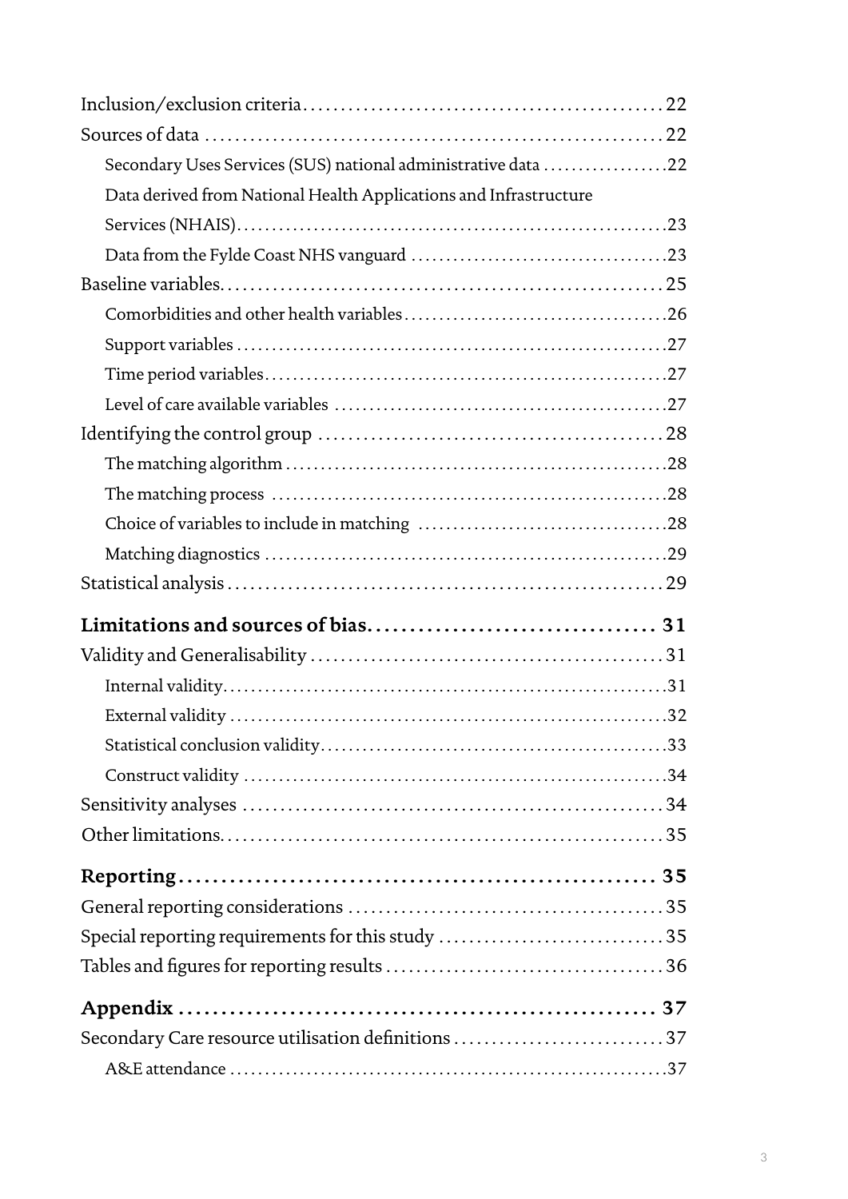- Inclusion/exclusion criteria ....... 22
- Sources of data ....... 22
  - Secondary Uses Services (SUS) national administrative data ....... 22
  - Data derived from National Health Applications and Infrastructure Services (NHAIS) ....... 23
  - Data from the Fylde Coast NHS vanguard ....... 23
- Baseline variables ....... 25
  - Comorbidities and other health variables ....... 26
  - Support variables ....... 27
  - Time period variables ....... 27
  - Level of care available variables ....... 27
- Identifying the control group ....... 28
  - The matching algorithm ....... 28
  - The matching process ....... 28
  - Choice of variables to include in matching ....... 28
  - Matching diagnostics ....... 29
- Statistical analysis ....... 29

**Limitations and sources of bias ....... 31**

- Validity and Generalisability ....... 31
  - Internal validity ....... 31
  - External validity ....... 32
  - Statistical conclusion validity ....... 33
  - Construct validity ....... 34
- Sensitivity analyses ....... 34
- Other limitations ....... 35

**Reporting ....... 35**

- General reporting considerations ....... 35
- Special reporting requirements for this study ....... 35
- Tables and figures for reporting results ....... 36

**Appendix ....... 37**

- Secondary Care resource utilisation definitions ....... 37
  - A&E attendance ....... 37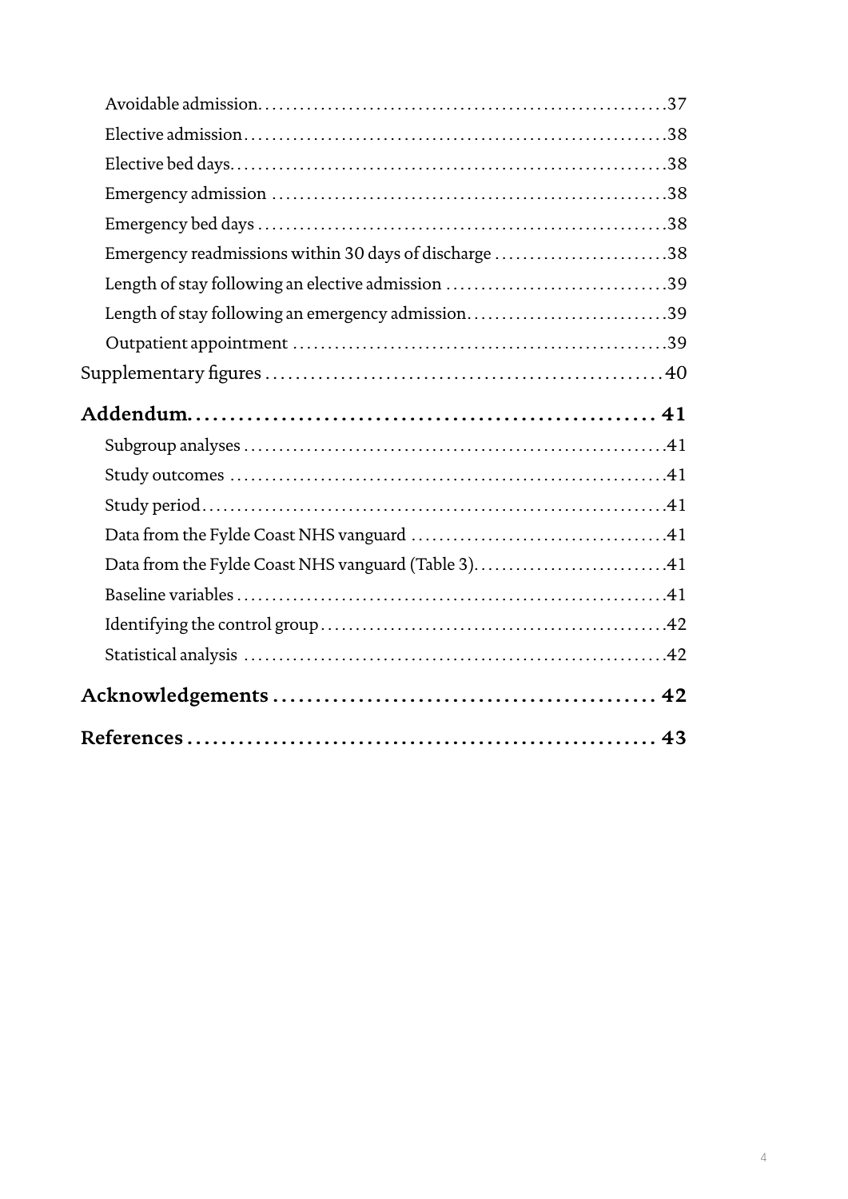- Avoidable admission....................37
- Elective admission....................38
- Elective bed days....................38
- Emergency admission....................38
- Emergency bed days....................38
- Emergency readmissions within 30 days of discharge....................38
- Length of stay following an elective admission....................39
- Length of stay following an emergency admission....................39
- Outpatient appointment....................39

Supplementary figures....................40

**Addendum....................41**

- Subgroup analyses....................41
- Study outcomes....................41
- Study period....................41
- Data from the Fylde Coast NHS vanguard....................41
- Data from the Fylde Coast NHS vanguard (Table 3)....................41
- Baseline variables....................41
- Identifying the control group....................42
- Statistical analysis....................42

**Acknowledgements....................42**

**References....................43**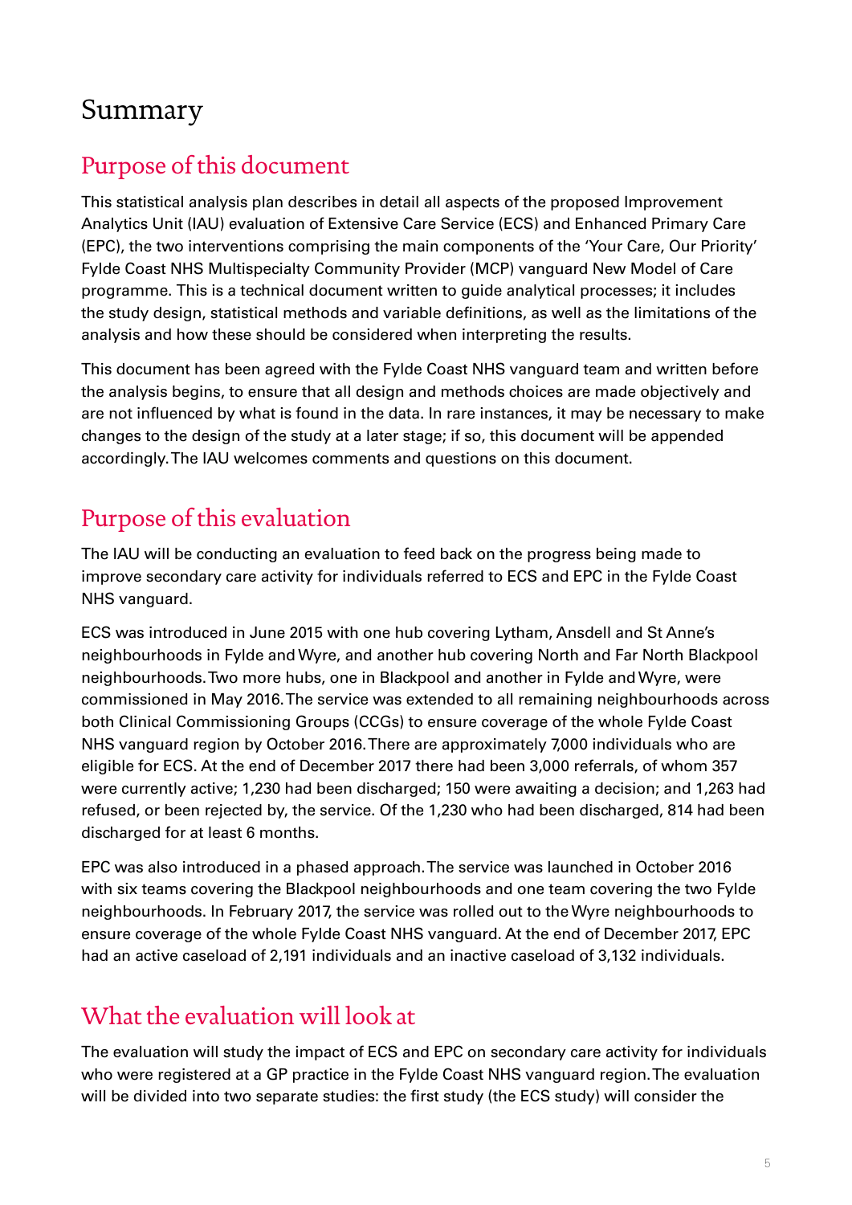# Summary

## Purpose of this document

This statistical analysis plan describes in detail all aspects of the proposed Improvement Analytics Unit (IAU) evaluation of Extensive Care Service (ECS) and Enhanced Primary Care (EPC), the two interventions comprising the main components of the 'Your Care, Our Priority' Fylde Coast NHS Multispecialty Community Provider (MCP) vanguard New Model of Care programme. This is a technical document written to guide analytical processes; it includes the study design, statistical methods and variable definitions, as well as the limitations of the analysis and how these should be considered when interpreting the results.

This document has been agreed with the Fylde Coast NHS vanguard team and written before the analysis begins, to ensure that all design and methods choices are made objectively and are not influenced by what is found in the data. In rare instances, it may be necessary to make changes to the design of the study at a later stage; if so, this document will be appended accordingly. The IAU welcomes comments and questions on this document.

## Purpose of this evaluation

The IAU will be conducting an evaluation to feed back on the progress being made to improve secondary care activity for individuals referred to ECS and EPC in the Fylde Coast NHS vanguard.

ECS was introduced in June 2015 with one hub covering Lytham, Ansdell and St Anne's neighbourhoods in Fylde and Wyre, and another hub covering North and Far North Blackpool neighbourhoods. Two more hubs, one in Blackpool and another in Fylde and Wyre, were commissioned in May 2016. The service was extended to all remaining neighbourhoods across both Clinical Commissioning Groups (CCGs) to ensure coverage of the whole Fylde Coast NHS vanguard region by October 2016. There are approximately 7,000 individuals who are eligible for ECS. At the end of December 2017 there had been 3,000 referrals, of whom 357 were currently active; 1,230 had been discharged; 150 were awaiting a decision; and 1,263 had refused, or been rejected by, the service. Of the 1,230 who had been discharged, 814 had been discharged for at least 6 months.

EPC was also introduced in a phased approach. The service was launched in October 2016 with six teams covering the Blackpool neighbourhoods and one team covering the two Fylde neighbourhoods. In February 2017, the service was rolled out to the Wyre neighbourhoods to ensure coverage of the whole Fylde Coast NHS vanguard. At the end of December 2017, EPC had an active caseload of 2,191 individuals and an inactive caseload of 3,132 individuals.

## What the evaluation will look at

The evaluation will study the impact of ECS and EPC on secondary care activity for individuals who were registered at a GP practice in the Fylde Coast NHS vanguard region. The evaluation will be divided into two separate studies: the first study (the ECS study) will consider the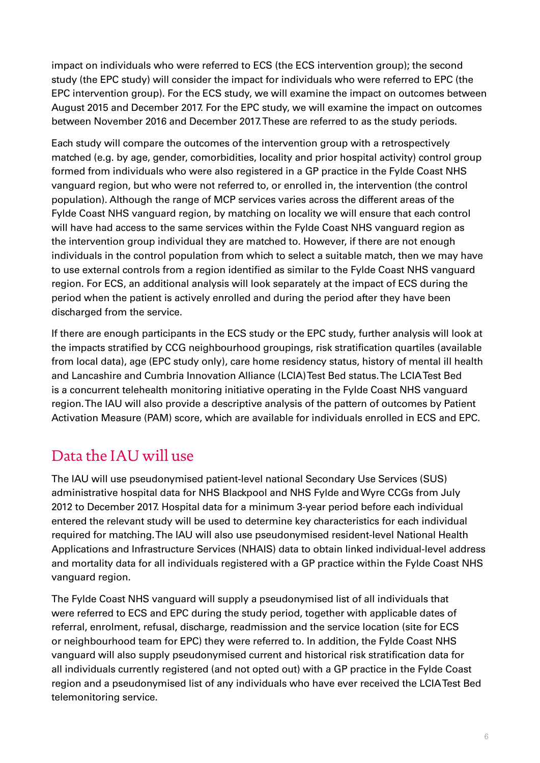impact on individuals who were referred to ECS (the ECS intervention group); the second study (the EPC study) will consider the impact for individuals who were referred to EPC (the EPC intervention group). For the ECS study, we will examine the impact on outcomes between August 2015 and December 2017. For the EPC study, we will examine the impact on outcomes between November 2016 and December 2017. These are referred to as the study periods.

Each study will compare the outcomes of the intervention group with a retrospectively matched (e.g. by age, gender, comorbidities, locality and prior hospital activity) control group formed from individuals who were also registered in a GP practice in the Fylde Coast NHS vanguard region, but who were not referred to, or enrolled in, the intervention (the control population). Although the range of MCP services varies across the different areas of the Fylde Coast NHS vanguard region, by matching on locality we will ensure that each control will have had access to the same services within the Fylde Coast NHS vanguard region as the intervention group individual they are matched to. However, if there are not enough individuals in the control population from which to select a suitable match, then we may have to use external controls from a region identified as similar to the Fylde Coast NHS vanguard region. For ECS, an additional analysis will look separately at the impact of ECS during the period when the patient is actively enrolled and during the period after they have been discharged from the service.

If there are enough participants in the ECS study or the EPC study, further analysis will look at the impacts stratified by CCG neighbourhood groupings, risk stratification quartiles (available from local data), age (EPC study only), care home residency status, history of mental ill health and Lancashire and Cumbria Innovation Alliance (LCIA) Test Bed status. The LCIA Test Bed is a concurrent telehealth monitoring initiative operating in the Fylde Coast NHS vanguard region. The IAU will also provide a descriptive analysis of the pattern of outcomes by Patient Activation Measure (PAM) score, which are available for individuals enrolled in ECS and EPC.

## Data the IAU will use

The IAU will use pseudonymised patient-level national Secondary Use Services (SUS) administrative hospital data for NHS Blackpool and NHS Fylde and Wyre CCGs from July 2012 to December 2017. Hospital data for a minimum 3-year period before each individual entered the relevant study will be used to determine key characteristics for each individual required for matching. The IAU will also use pseudonymised resident-level National Health Applications and Infrastructure Services (NHAIS) data to obtain linked individual-level address and mortality data for all individuals registered with a GP practice within the Fylde Coast NHS vanguard region.

The Fylde Coast NHS vanguard will supply a pseudonymised list of all individuals that were referred to ECS and EPC during the study period, together with applicable dates of referral, enrolment, refusal, discharge, readmission and the service location (site for ECS or neighbourhood team for EPC) they were referred to. In addition, the Fylde Coast NHS vanguard will also supply pseudonymised current and historical risk stratification data for all individuals currently registered (and not opted out) with a GP practice in the Fylde Coast region and a pseudonymised list of any individuals who have ever received the LCIA Test Bed telemonitoring service.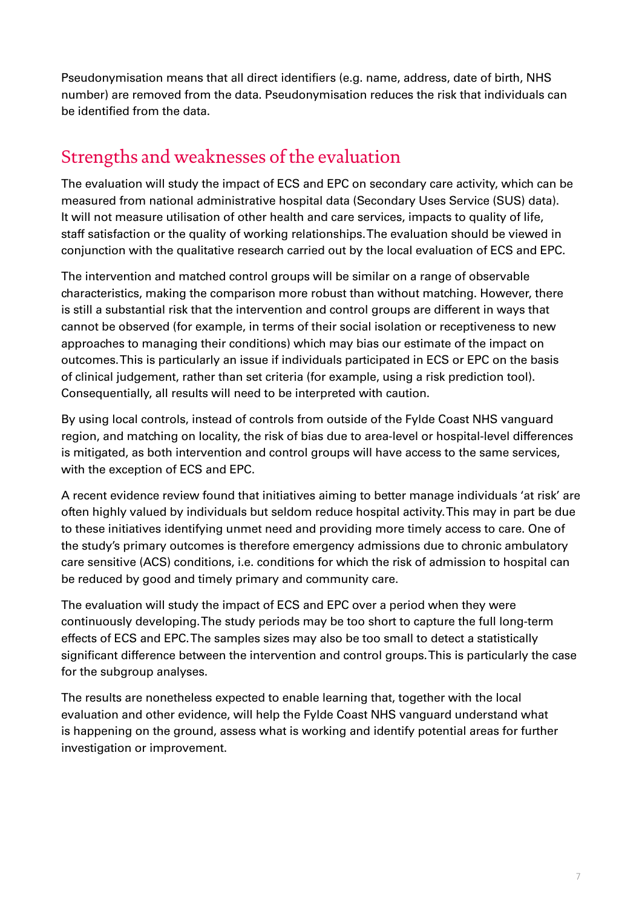Pseudonymisation means that all direct identifiers (e.g. name, address, date of birth, NHS number) are removed from the data. Pseudonymisation reduces the risk that individuals can be identified from the data.

## Strengths and weaknesses of the evaluation

The evaluation will study the impact of ECS and EPC on secondary care activity, which can be measured from national administrative hospital data (Secondary Uses Service (SUS) data). It will not measure utilisation of other health and care services, impacts to quality of life, staff satisfaction or the quality of working relationships. The evaluation should be viewed in conjunction with the qualitative research carried out by the local evaluation of ECS and EPC.

The intervention and matched control groups will be similar on a range of observable characteristics, making the comparison more robust than without matching. However, there is still a substantial risk that the intervention and control groups are different in ways that cannot be observed (for example, in terms of their social isolation or receptiveness to new approaches to managing their conditions) which may bias our estimate of the impact on outcomes. This is particularly an issue if individuals participated in ECS or EPC on the basis of clinical judgement, rather than set criteria (for example, using a risk prediction tool). Consequentially, all results will need to be interpreted with caution.

By using local controls, instead of controls from outside of the Fylde Coast NHS vanguard region, and matching on locality, the risk of bias due to area-level or hospital-level differences is mitigated, as both intervention and control groups will have access to the same services, with the exception of ECS and EPC.

A recent evidence review found that initiatives aiming to better manage individuals 'at risk' are often highly valued by individuals but seldom reduce hospital activity. This may in part be due to these initiatives identifying unmet need and providing more timely access to care. One of the study's primary outcomes is therefore emergency admissions due to chronic ambulatory care sensitive (ACS) conditions, i.e. conditions for which the risk of admission to hospital can be reduced by good and timely primary and community care.

The evaluation will study the impact of ECS and EPC over a period when they were continuously developing. The study periods may be too short to capture the full long-term effects of ECS and EPC. The samples sizes may also be too small to detect a statistically significant difference between the intervention and control groups. This is particularly the case for the subgroup analyses.

The results are nonetheless expected to enable learning that, together with the local evaluation and other evidence, will help the Fylde Coast NHS vanguard understand what is happening on the ground, assess what is working and identify potential areas for further investigation or improvement.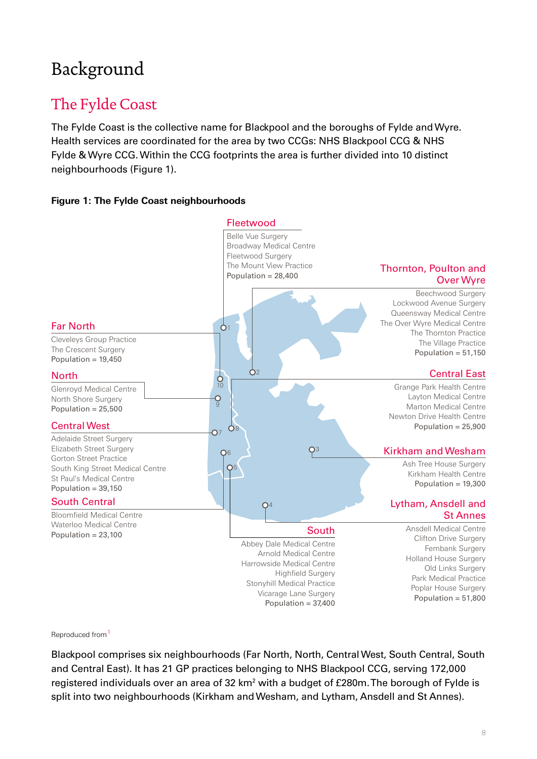# Background

## The Fylde Coast

The Fylde Coast is the collective name for Blackpool and the boroughs of Fylde and Wyre. Health services are coordinated for the area by two CCGs: NHS Blackpool CCG & NHS Fylde & Wyre CCG. Within the CCG footprints the area is further divided into 10 distinct neighbourhoods (Figure 1).

**Figure 1: The Fylde Coast neighbourhoods**

**Fleetwood** (1)
Belle Vue Surgery
Broadway Medical Centre
Fleetwood Surgery
The Mount View Practice
Population = 28,400

**Thornton, Poulton and Over Wyre** (2)
Beechwood Surgery
Lockwood Avenue Surgery
Queensway Medical Centre
The Over Wyre Medical Centre
The Thornton Practice
The Village Practice
Population = 51,150

**Far North** (10)
Cleveleys Group Practice
The Crescent Surgery
Population = 19,450

**North** (9)
Glenroyd Medical Centre
North Shore Surgery
Population = 25,500

**Central East** (8)
Grange Park Health Centre
Layton Medical Centre
Marton Medical Centre
Newton Drive Health Centre
Population = 25,900

**Central West** (7)
Adelaide Street Surgery
Elizabeth Street Surgery
Gorton Street Practice
South King Street Medical Centre
St Paul's Medical Centre
Population = 39,150

**Kirkham and Wesham** (3)
Ash Tree House Surgery
Kirkham Health Centre
Population = 19,300

**South Central** (6)
Bloomfield Medical Centre
Waterloo Medical Centre
Population = 23,100

**Lytham, Ansdell and St Annes** (4)
Ansdell Medical Centre
Clifton Drive Surgery
Fernbank Surgery
Holland House Surgery
Old Links Surgery
Park Medical Practice
Poplar House Surgery
Population = 51,800

**South** (5)
Abbey Dale Medical Centre
Arnold Medical Centre
Harrowside Medical Centre
Highfield Surgery
Stonyhill Medical Practice
Vicarage Lane Surgery
Population = 37,400

Reproduced from[1]

Blackpool comprises six neighbourhoods (Far North, North, Central West, South Central, South and Central East). It has 21 GP practices belonging to NHS Blackpool CCG, serving 172,000 registered individuals over an area of 32 km² with a budget of £280m. The borough of Fylde is split into two neighbourhoods (Kirkham and Wesham, and Lytham, Ansdell and St Annes).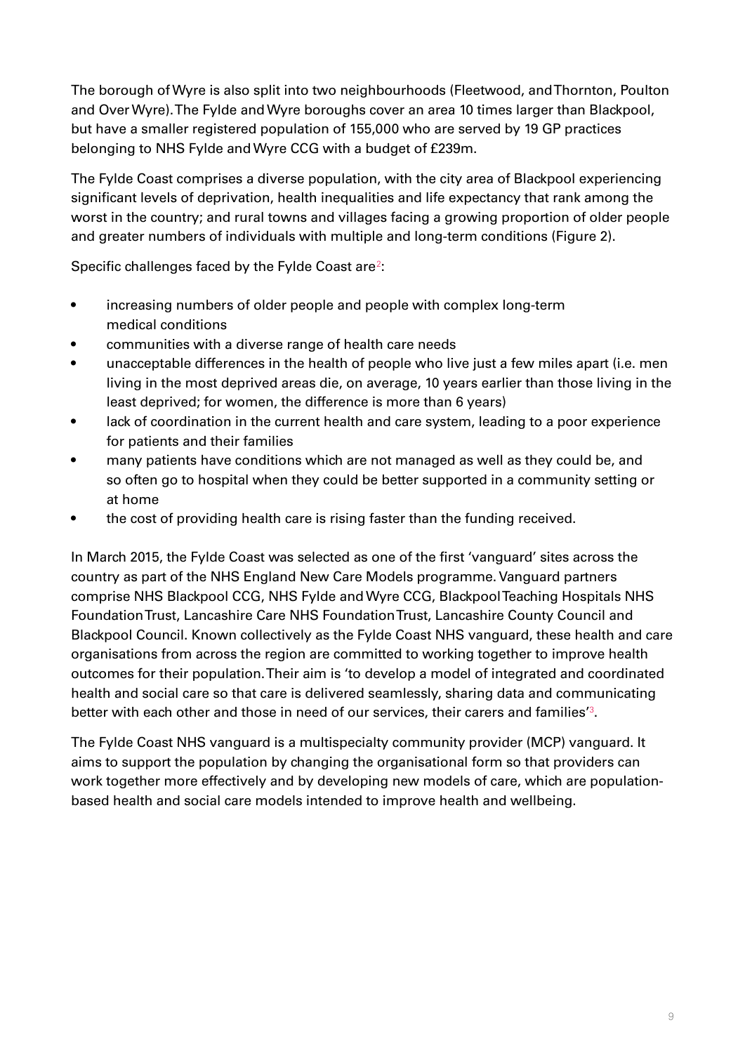The borough of Wyre is also split into two neighbourhoods (Fleetwood, and Thornton, Poulton and Over Wyre). The Fylde and Wyre boroughs cover an area 10 times larger than Blackpool, but have a smaller registered population of 155,000 who are served by 19 GP practices belonging to NHS Fylde and Wyre CCG with a budget of £239m.

The Fylde Coast comprises a diverse population, with the city area of Blackpool experiencing significant levels of deprivation, health inequalities and life expectancy that rank among the worst in the country; and rural towns and villages facing a growing proportion of older people and greater numbers of individuals with multiple and long-term conditions (Figure 2).

Specific challenges faced by the Fylde Coast are[2]:

- increasing numbers of older people and people with complex long-term medical conditions
- communities with a diverse range of health care needs
- unacceptable differences in the health of people who live just a few miles apart (i.e. men living in the most deprived areas die, on average, 10 years earlier than those living in the least deprived; for women, the difference is more than 6 years)
- lack of coordination in the current health and care system, leading to a poor experience for patients and their families
- many patients have conditions which are not managed as well as they could be, and so often go to hospital when they could be better supported in a community setting or at home
- the cost of providing health care is rising faster than the funding received.

In March 2015, the Fylde Coast was selected as one of the first 'vanguard' sites across the country as part of the NHS England New Care Models programme. Vanguard partners comprise NHS Blackpool CCG, NHS Fylde and Wyre CCG, Blackpool Teaching Hospitals NHS Foundation Trust, Lancashire Care NHS Foundation Trust, Lancashire County Council and Blackpool Council. Known collectively as the Fylde Coast NHS vanguard, these health and care organisations from across the region are committed to working together to improve health outcomes for their population. Their aim is 'to develop a model of integrated and coordinated health and social care so that care is delivered seamlessly, sharing data and communicating better with each other and those in need of our services, their carers and families'[3].

The Fylde Coast NHS vanguard is a multispecialty community provider (MCP) vanguard. It aims to support the population by changing the organisational form so that providers can work together more effectively and by developing new models of care, which are population-based health and social care models intended to improve health and wellbeing.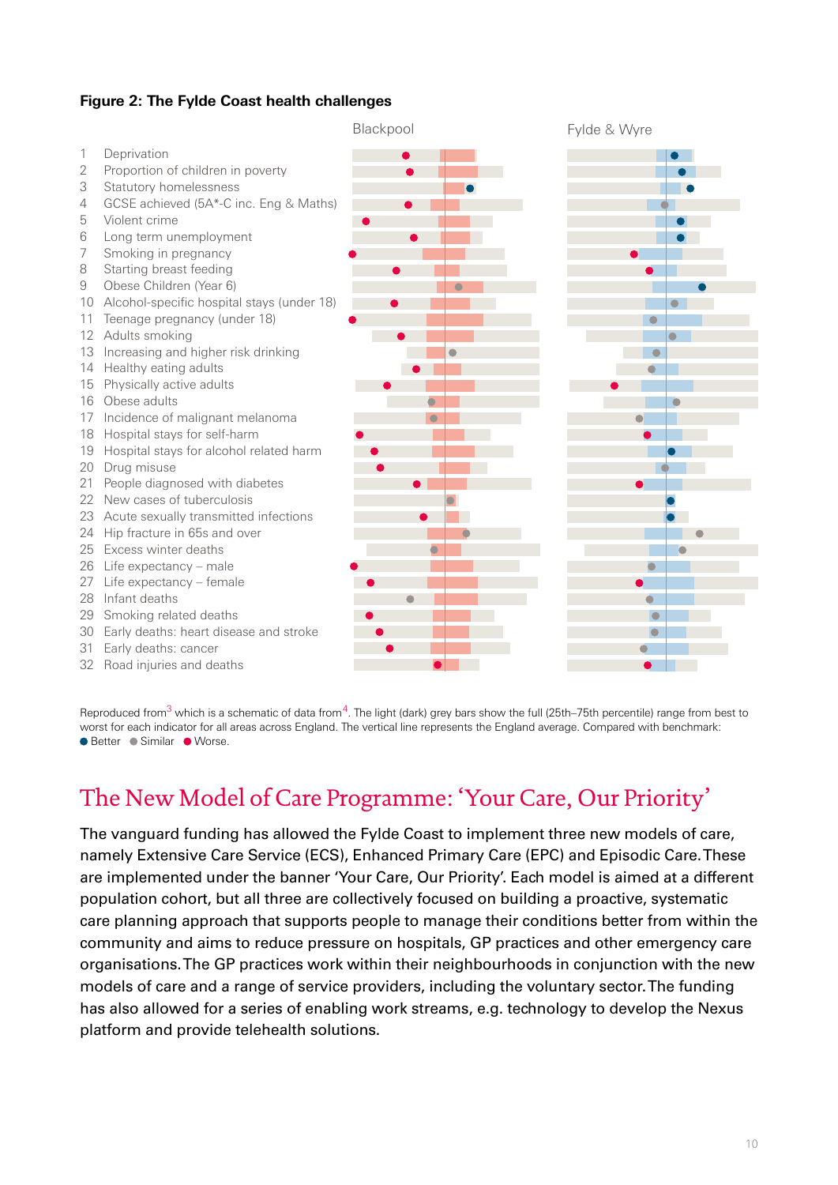**Figure 2: The Fylde Coast health challenges**

| | Indicator | Blackpool | Fylde & Wyre |
|---|---|---|---|
| 1 | Deprivation | | |
| 2 | Proportion of children in poverty | | |
| 3 | Statutory homelessness | | |
| 4 | GCSE achieved (5A*-C inc. Eng & Maths) | | |
| 5 | Violent crime | | |
| 6 | Long term unemployment | | |
| 7 | Smoking in pregnancy | | |
| 8 | Starting breast feeding | | |
| 9 | Obese Children (Year 6) | | |
| 10 | Alcohol-specific hospital stays (under 18) | | |
| 11 | Teenage pregnancy (under 18) | | |
| 12 | Adults smoking | | |
| 13 | Increasing and higher risk drinking | | |
| 14 | Healthy eating adults | | |
| 15 | Physically active adults | | |
| 16 | Obese adults | | |
| 17 | Incidence of malignant melanoma | | |
| 18 | Hospital stays for self-harm | | |
| 19 | Hospital stays for alcohol related harm | | |
| 20 | Drug misuse | | |
| 21 | People diagnosed with diabetes | | |
| 22 | New cases of tuberculosis | | |
| 23 | Acute sexually transmitted infections | | |
| 24 | Hip fracture in 65s and over | | |
| 25 | Excess winter deaths | | |
| 26 | Life expectancy – male | | |
| 27 | Life expectancy – female | | |
| 28 | Infant deaths | | |
| 29 | Smoking related deaths | | |
| 30 | Early deaths: heart disease and stroke | | |
| 31 | Early deaths: cancer | | |
| 32 | Road injuries and deaths | | |

Reproduced from[3] which is a schematic of data from[4]. The light (dark) grey bars show the full (25th–75th percentile) range from best to worst for each indicator for all areas across England. The vertical line represents the England average. Compared with benchmark: ● Better ● Similar ● Worse.

# The New Model of Care Programme: 'Your Care, Our Priority'

The vanguard funding has allowed the Fylde Coast to implement three new models of care, namely Extensive Care Service (ECS), Enhanced Primary Care (EPC) and Episodic Care. These are implemented under the banner 'Your Care, Our Priority'. Each model is aimed at a different population cohort, but all three are collectively focused on building a proactive, systematic care planning approach that supports people to manage their conditions better from within the community and aims to reduce pressure on hospitals, GP practices and other emergency care organisations. The GP practices work within their neighbourhoods in conjunction with the new models of care and a range of service providers, including the voluntary sector. The funding has also allowed for a series of enabling work streams, e.g. technology to develop the Nexus platform and provide telehealth solutions.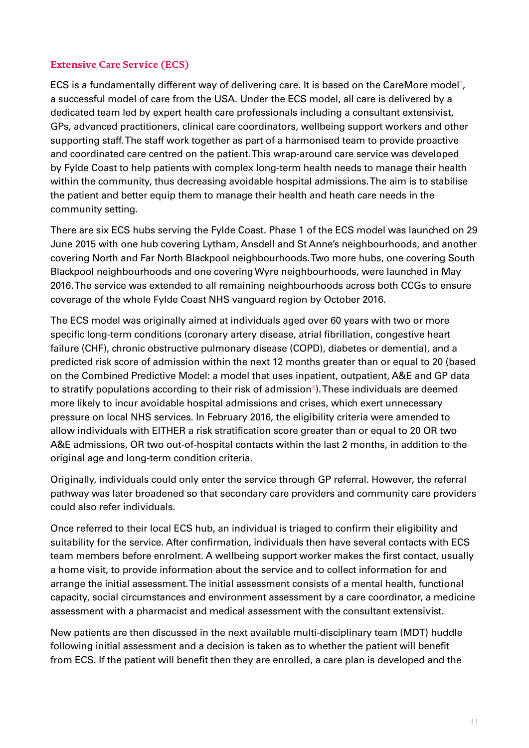## Extensive Care Service (ECS)

ECS is a fundamentally different way of delivering care. It is based on the CareMore model[5], a successful model of care from the USA. Under the ECS model, all care is delivered by a dedicated team led by expert health care professionals including a consultant extensivist, GPs, advanced practitioners, clinical care coordinators, wellbeing support workers and other supporting staff. The staff work together as part of a harmonised team to provide proactive and coordinated care centred on the patient. This wrap-around care service was developed by Fylde Coast to help patients with complex long-term health needs to manage their health within the community, thus decreasing avoidable hospital admissions. The aim is to stabilise the patient and better equip them to manage their health and heath care needs in the community setting.

There are six ECS hubs serving the Fylde Coast. Phase 1 of the ECS model was launched on 29 June 2015 with one hub covering Lytham, Ansdell and St Anne's neighbourhoods, and another covering North and Far North Blackpool neighbourhoods. Two more hubs, one covering South Blackpool neighbourhoods and one covering Wyre neighbourhoods, were launched in May 2016. The service was extended to all remaining neighbourhoods across both CCGs to ensure coverage of the whole Fylde Coast NHS vanguard region by October 2016.

The ECS model was originally aimed at individuals aged over 60 years with two or more specific long-term conditions (coronary artery disease, atrial fibrillation, congestive heart failure (CHF), chronic obstructive pulmonary disease (COPD), diabetes or dementia), and a predicted risk score of admission within the next 12 months greater than or equal to 20 (based on the Combined Predictive Model: a model that uses inpatient, outpatient, A&E and GP data to stratify populations according to their risk of admission[6]). These individuals are deemed more likely to incur avoidable hospital admissions and crises, which exert unnecessary pressure on local NHS services. In February 2016, the eligibility criteria were amended to allow individuals with EITHER a risk stratification score greater than or equal to 20 OR two A&E admissions, OR two out-of-hospital contacts within the last 2 months, in addition to the original age and long-term condition criteria.

Originally, individuals could only enter the service through GP referral. However, the referral pathway was later broadened so that secondary care providers and community care providers could also refer individuals.

Once referred to their local ECS hub, an individual is triaged to confirm their eligibility and suitability for the service. After confirmation, individuals then have several contacts with ECS team members before enrolment. A wellbeing support worker makes the first contact, usually a home visit, to provide information about the service and to collect information for and arrange the initial assessment. The initial assessment consists of a mental health, functional capacity, social circumstances and environment assessment by a care coordinator, a medicine assessment with a pharmacist and medical assessment with the consultant extensivist.

New patients are then discussed in the next available multi-disciplinary team (MDT) huddle following initial assessment and a decision is taken as to whether the patient will benefit from ECS. If the patient will benefit then they are enrolled, a care plan is developed and the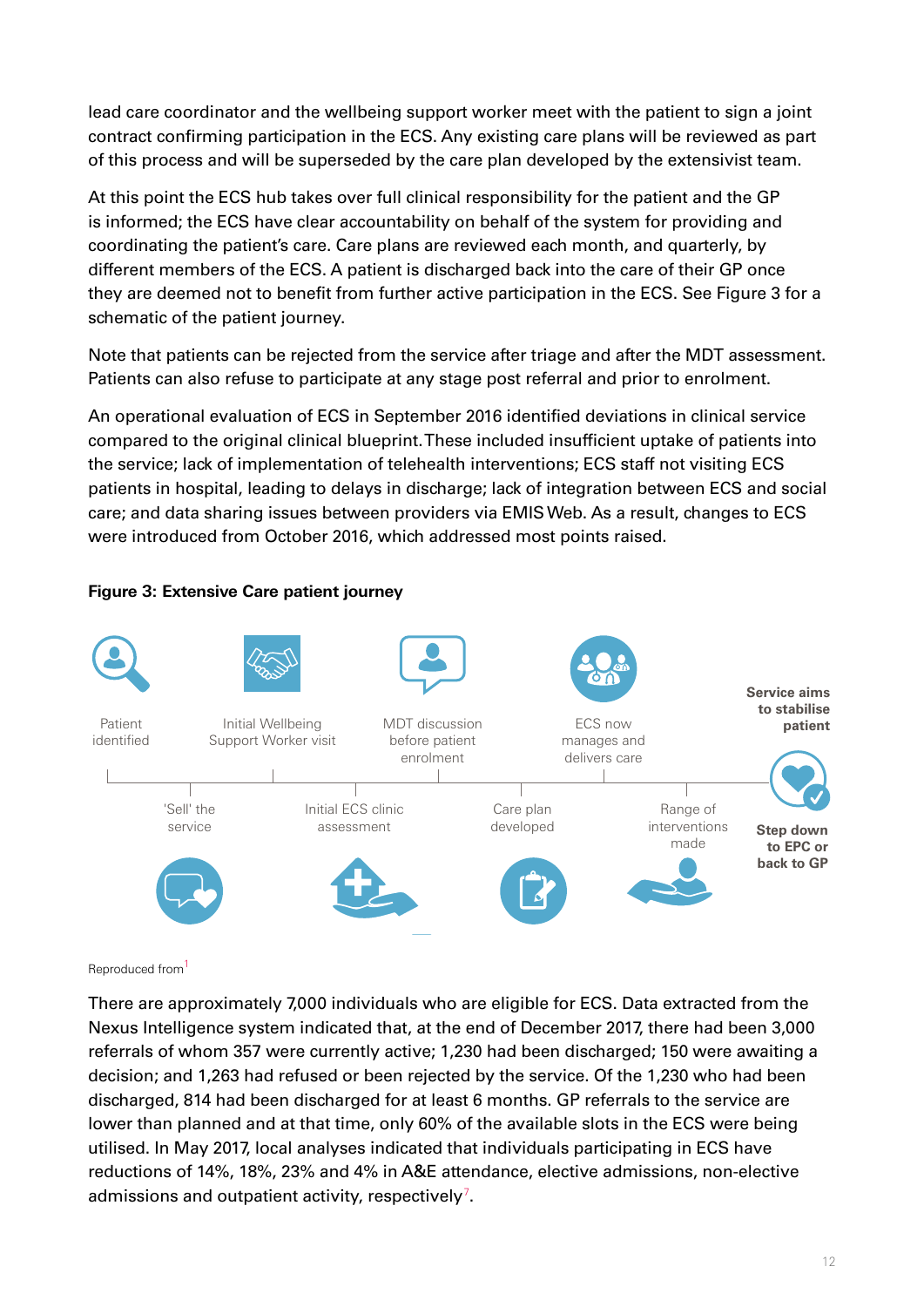lead care coordinator and the wellbeing support worker meet with the patient to sign a joint contract confirming participation in the ECS. Any existing care plans will be reviewed as part of this process and will be superseded by the care plan developed by the extensivist team.

At this point the ECS hub takes over full clinical responsibility for the patient and the GP is informed; the ECS have clear accountability on behalf of the system for providing and coordinating the patient's care. Care plans are reviewed each month, and quarterly, by different members of the ECS. A patient is discharged back into the care of their GP once they are deemed not to benefit from further active participation in the ECS. See Figure 3 for a schematic of the patient journey.

Note that patients can be rejected from the service after triage and after the MDT assessment. Patients can also refuse to participate at any stage post referral and prior to enrolment.

An operational evaluation of ECS in September 2016 identified deviations in clinical service compared to the original clinical blueprint. These included insufficient uptake of patients into the service; lack of implementation of telehealth interventions; ECS staff not visiting ECS patients in hospital, leading to delays in discharge; lack of integration between ECS and social care; and data sharing issues between providers via EMIS Web. As a result, changes to ECS were introduced from October 2016, which addressed most points raised.

**Figure 3: Extensive Care patient journey**

Patient identified → 'Sell' the service → Initial Wellbeing Support Worker visit → Initial ECS clinic assessment → MDT discussion before patient enrolment → Care plan developed → ECS now manages and delivers care → Range of interventions made → **Service aims to stabilise patient** → **Step down to EPC or back to GP**

Reproduced from[1]

There are approximately 7,000 individuals who are eligible for ECS. Data extracted from the Nexus Intelligence system indicated that, at the end of December 2017, there had been 3,000 referrals of whom 357 were currently active; 1,230 had been discharged; 150 were awaiting a decision; and 1,263 had refused or been rejected by the service. Of the 1,230 who had been discharged, 814 had been discharged for at least 6 months. GP referrals to the service are lower than planned and at that time, only 60% of the available slots in the ECS were being utilised. In May 2017, local analyses indicated that individuals participating in ECS have reductions of 14%, 18%, 23% and 4% in A&E attendance, elective admissions, non-elective admissions and outpatient activity, respectively[7].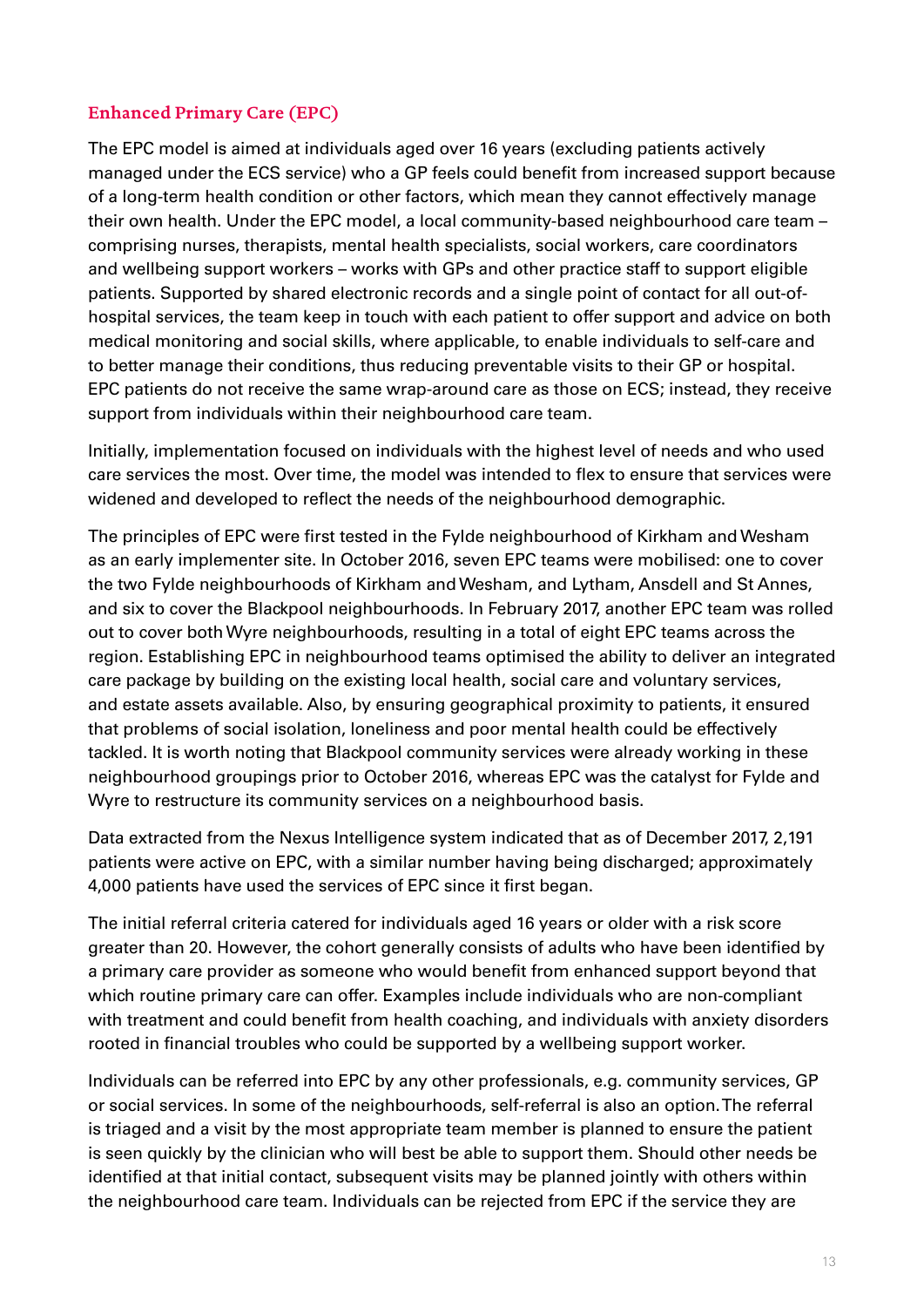### Enhanced Primary Care (EPC)

The EPC model is aimed at individuals aged over 16 years (excluding patients actively managed under the ECS service) who a GP feels could benefit from increased support because of a long-term health condition or other factors, which mean they cannot effectively manage their own health. Under the EPC model, a local community-based neighbourhood care team – comprising nurses, therapists, mental health specialists, social workers, care coordinators and wellbeing support workers – works with GPs and other practice staff to support eligible patients. Supported by shared electronic records and a single point of contact for all out-of-hospital services, the team keep in touch with each patient to offer support and advice on both medical monitoring and social skills, where applicable, to enable individuals to self-care and to better manage their conditions, thus reducing preventable visits to their GP or hospital. EPC patients do not receive the same wrap-around care as those on ECS; instead, they receive support from individuals within their neighbourhood care team.

Initially, implementation focused on individuals with the highest level of needs and who used care services the most. Over time, the model was intended to flex to ensure that services were widened and developed to reflect the needs of the neighbourhood demographic.

The principles of EPC were first tested in the Fylde neighbourhood of Kirkham and Wesham as an early implementer site. In October 2016, seven EPC teams were mobilised: one to cover the two Fylde neighbourhoods of Kirkham and Wesham, and Lytham, Ansdell and St Annes, and six to cover the Blackpool neighbourhoods. In February 2017, another EPC team was rolled out to cover both Wyre neighbourhoods, resulting in a total of eight EPC teams across the region. Establishing EPC in neighbourhood teams optimised the ability to deliver an integrated care package by building on the existing local health, social care and voluntary services, and estate assets available. Also, by ensuring geographical proximity to patients, it ensured that problems of social isolation, loneliness and poor mental health could be effectively tackled. It is worth noting that Blackpool community services were already working in these neighbourhood groupings prior to October 2016, whereas EPC was the catalyst for Fylde and Wyre to restructure its community services on a neighbourhood basis.

Data extracted from the Nexus Intelligence system indicated that as of December 2017, 2,191 patients were active on EPC, with a similar number having being discharged; approximately 4,000 patients have used the services of EPC since it first began.

The initial referral criteria catered for individuals aged 16 years or older with a risk score greater than 20. However, the cohort generally consists of adults who have been identified by a primary care provider as someone who would benefit from enhanced support beyond that which routine primary care can offer. Examples include individuals who are non-compliant with treatment and could benefit from health coaching, and individuals with anxiety disorders rooted in financial troubles who could be supported by a wellbeing support worker.

Individuals can be referred into EPC by any other professionals, e.g. community services, GP or social services. In some of the neighbourhoods, self-referral is also an option. The referral is triaged and a visit by the most appropriate team member is planned to ensure the patient is seen quickly by the clinician who will best be able to support them. Should other needs be identified at that initial contact, subsequent visits may be planned jointly with others within the neighbourhood care team. Individuals can be rejected from EPC if the service they are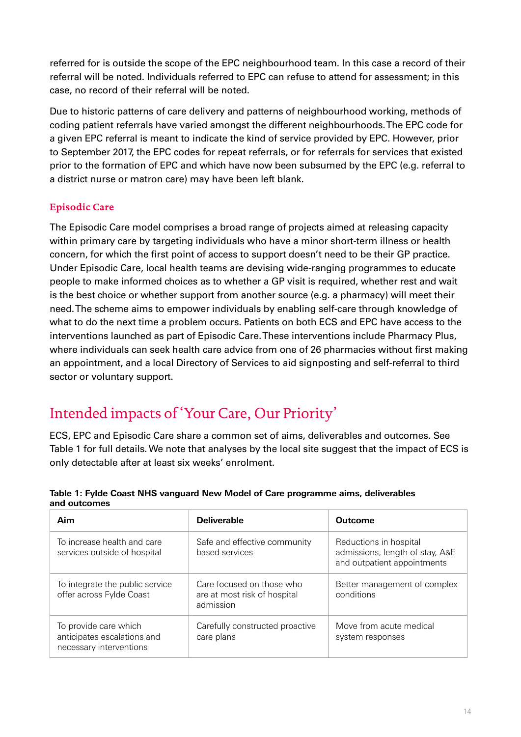referred for is outside the scope of the EPC neighbourhood team. In this case a record of their referral will be noted. Individuals referred to EPC can refuse to attend for assessment; in this case, no record of their referral will be noted.

Due to historic patterns of care delivery and patterns of neighbourhood working, methods of coding patient referrals have varied amongst the different neighbourhoods. The EPC code for a given EPC referral is meant to indicate the kind of service provided by EPC. However, prior to September 2017, the EPC codes for repeat referrals, or for referrals for services that existed prior to the formation of EPC and which have now been subsumed by the EPC (e.g. referral to a district nurse or matron care) may have been left blank.

### Episodic Care

The Episodic Care model comprises a broad range of projects aimed at releasing capacity within primary care by targeting individuals who have a minor short-term illness or health concern, for which the first point of access to support doesn't need to be their GP practice. Under Episodic Care, local health teams are devising wide-ranging programmes to educate people to make informed choices as to whether a GP visit is required, whether rest and wait is the best choice or whether support from another source (e.g. a pharmacy) will meet their need. The scheme aims to empower individuals by enabling self-care through knowledge of what to do the next time a problem occurs. Patients on both ECS and EPC have access to the interventions launched as part of Episodic Care. These interventions include Pharmacy Plus, where individuals can seek health care advice from one of 26 pharmacies without first making an appointment, and a local Directory of Services to aid signposting and self-referral to third sector or voluntary support.

## Intended impacts of 'Your Care, Our Priority'

ECS, EPC and Episodic Care share a common set of aims, deliverables and outcomes. See Table 1 for full details. We note that analyses by the local site suggest that the impact of ECS is only detectable after at least six weeks' enrolment.

**Table 1: Fylde Coast NHS vanguard New Model of Care programme aims, deliverables and outcomes**

| Aim | Deliverable | Outcome |
|---|---|---|
| To increase health and care services outside of hospital | Safe and effective community based services | Reductions in hospital admissions, length of stay, A&E and outpatient appointments |
| To integrate the public service offer across Fylde Coast | Care focused on those who are at most risk of hospital admission | Better management of complex conditions |
| To provide care which anticipates escalations and necessary interventions | Carefully constructed proactive care plans | Move from acute medical system responses |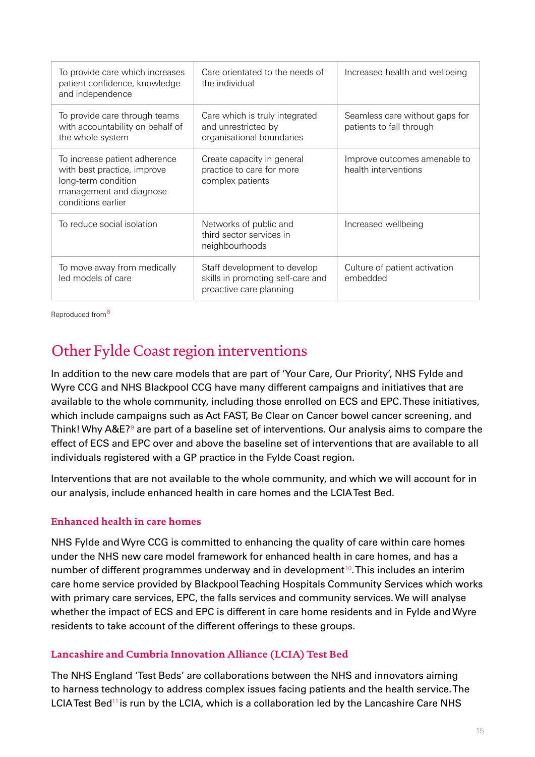| | | |
|---|---|---|
| To provide care which increases patient confidence, knowledge and independence | Care orientated to the needs of the individual | Increased health and wellbeing |
| To provide care through teams with accountability on behalf of the whole system | Care which is truly integrated and unrestricted by organisational boundaries | Seamless care without gaps for patients to fall through |
| To increase patient adherence with best practice, improve long-term condition management and diagnose conditions earlier | Create capacity in general practice to care for more complex patients | Improve outcomes amenable to health interventions |
| To reduce social isolation | Networks of public and third sector services in neighbourhoods | Increased wellbeing |
| To move away from medically led models of care | Staff development to develop skills in promoting self-care and proactive care planning | Culture of patient activation embedded |

Reproduced from[8]

## Other Fylde Coast region interventions

In addition to the new care models that are part of 'Your Care, Our Priority', NHS Fylde and Wyre CCG and NHS Blackpool CCG have many different campaigns and initiatives that are available to the whole community, including those enrolled on ECS and EPC. These initiatives, which include campaigns such as Act FAST, Be Clear on Cancer bowel cancer screening, and Think! Why A&E?[9] are part of a baseline set of interventions. Our analysis aims to compare the effect of ECS and EPC over and above the baseline set of interventions that are available to all individuals registered with a GP practice in the Fylde Coast region.

Interventions that are not available to the whole community, and which we will account for in our analysis, include enhanced health in care homes and the LCIA Test Bed.

### Enhanced health in care homes

NHS Fylde and Wyre CCG is committed to enhancing the quality of care within care homes under the NHS new care model framework for enhanced health in care homes, and has a number of different programmes underway and in development[10]. This includes an interim care home service provided by Blackpool Teaching Hospitals Community Services which works with primary care services, EPC, the falls services and community services. We will analyse whether the impact of ECS and EPC is different in care home residents and in Fylde and Wyre residents to take account of the different offerings to these groups.

### Lancashire and Cumbria Innovation Alliance (LCIA) Test Bed

The NHS England 'Test Beds' are collaborations between the NHS and innovators aiming to harness technology to address complex issues facing patients and the health service. The LCIA Test Bed[11] is run by the LCIA, which is a collaboration led by the Lancashire Care NHS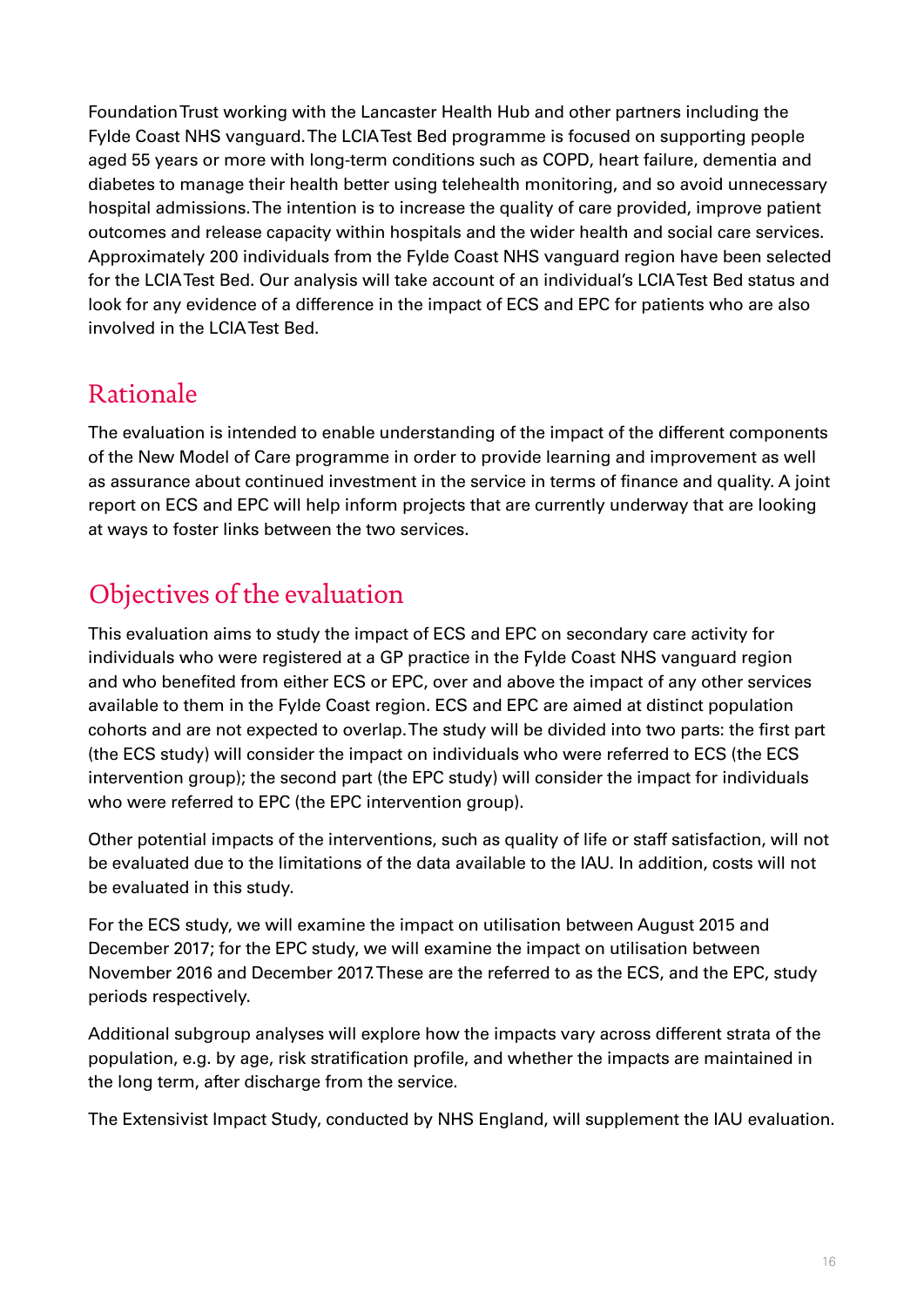Foundation Trust working with the Lancaster Health Hub and other partners including the Fylde Coast NHS vanguard. The LCIA Test Bed programme is focused on supporting people aged 55 years or more with long-term conditions such as COPD, heart failure, dementia and diabetes to manage their health better using telehealth monitoring, and so avoid unnecessary hospital admissions. The intention is to increase the quality of care provided, improve patient outcomes and release capacity within hospitals and the wider health and social care services. Approximately 200 individuals from the Fylde Coast NHS vanguard region have been selected for the LCIA Test Bed. Our analysis will take account of an individual's LCIA Test Bed status and look for any evidence of a difference in the impact of ECS and EPC for patients who are also involved in the LCIA Test Bed.

## Rationale

The evaluation is intended to enable understanding of the impact of the different components of the New Model of Care programme in order to provide learning and improvement as well as assurance about continued investment in the service in terms of finance and quality. A joint report on ECS and EPC will help inform projects that are currently underway that are looking at ways to foster links between the two services.

## Objectives of the evaluation

This evaluation aims to study the impact of ECS and EPC on secondary care activity for individuals who were registered at a GP practice in the Fylde Coast NHS vanguard region and who benefited from either ECS or EPC, over and above the impact of any other services available to them in the Fylde Coast region. ECS and EPC are aimed at distinct population cohorts and are not expected to overlap. The study will be divided into two parts: the first part (the ECS study) will consider the impact on individuals who were referred to ECS (the ECS intervention group); the second part (the EPC study) will consider the impact for individuals who were referred to EPC (the EPC intervention group).

Other potential impacts of the interventions, such as quality of life or staff satisfaction, will not be evaluated due to the limitations of the data available to the IAU. In addition, costs will not be evaluated in this study.

For the ECS study, we will examine the impact on utilisation between August 2015 and December 2017; for the EPC study, we will examine the impact on utilisation between November 2016 and December 2017. These are the referred to as the ECS, and the EPC, study periods respectively.

Additional subgroup analyses will explore how the impacts vary across different strata of the population, e.g. by age, risk stratification profile, and whether the impacts are maintained in the long term, after discharge from the service.

The Extensivist Impact Study, conducted by NHS England, will supplement the IAU evaluation.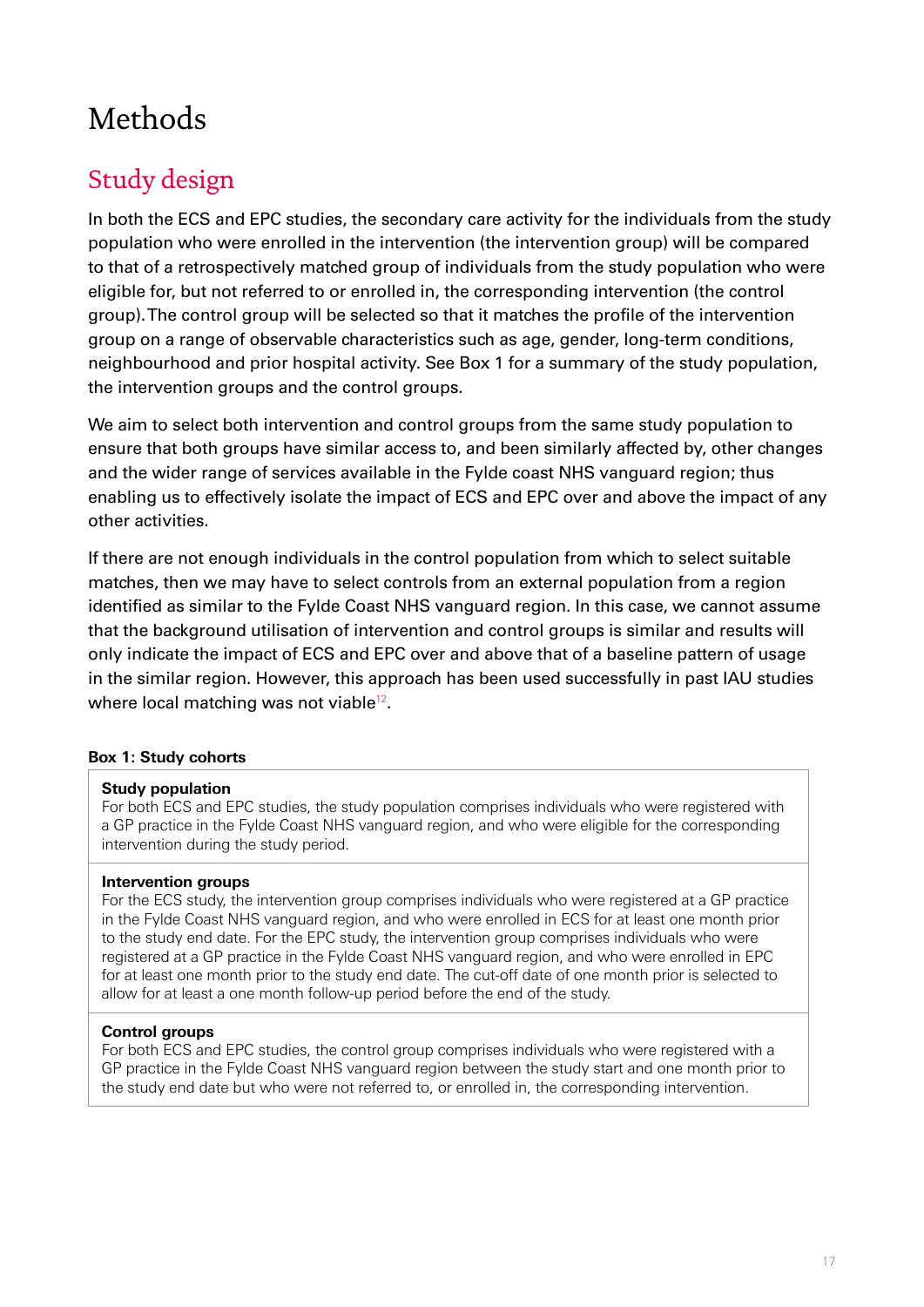# Methods

## Study design

In both the ECS and EPC studies, the secondary care activity for the individuals from the study population who were enrolled in the intervention (the intervention group) will be compared to that of a retrospectively matched group of individuals from the study population who were eligible for, but not referred to or enrolled in, the corresponding intervention (the control group). The control group will be selected so that it matches the profile of the intervention group on a range of observable characteristics such as age, gender, long-term conditions, neighbourhood and prior hospital activity. See Box 1 for a summary of the study population, the intervention groups and the control groups.

We aim to select both intervention and control groups from the same study population to ensure that both groups have similar access to, and been similarly affected by, other changes and the wider range of services available in the Fylde coast NHS vanguard region; thus enabling us to effectively isolate the impact of ECS and EPC over and above the impact of any other activities.

If there are not enough individuals in the control population from which to select suitable matches, then we may have to select controls from an external population from a region identified as similar to the Fylde Coast NHS vanguard region. In this case, we cannot assume that the background utilisation of intervention and control groups is similar and results will only indicate the impact of ECS and EPC over and above that of a baseline pattern of usage in the similar region. However, this approach has been used successfully in past IAU studies where local matching was not viable[12].

**Box 1: Study cohorts**

**Study population**
For both ECS and EPC studies, the study population comprises individuals who were registered with a GP practice in the Fylde Coast NHS vanguard region, and who were eligible for the corresponding intervention during the study period.

**Intervention groups**
For the ECS study, the intervention group comprises individuals who were registered at a GP practice in the Fylde Coast NHS vanguard region, and who were enrolled in ECS for at least one month prior to the study end date. For the EPC study, the intervention group comprises individuals who were registered at a GP practice in the Fylde Coast NHS vanguard region, and who were enrolled in EPC for at least one month prior to the study end date. The cut-off date of one month prior is selected to allow for at least a one month follow-up period before the end of the study.

**Control groups**
For both ECS and EPC studies, the control group comprises individuals who were registered with a GP practice in the Fylde Coast NHS vanguard region between the study start and one month prior to the study end date but who were not referred to, or enrolled in, the corresponding intervention.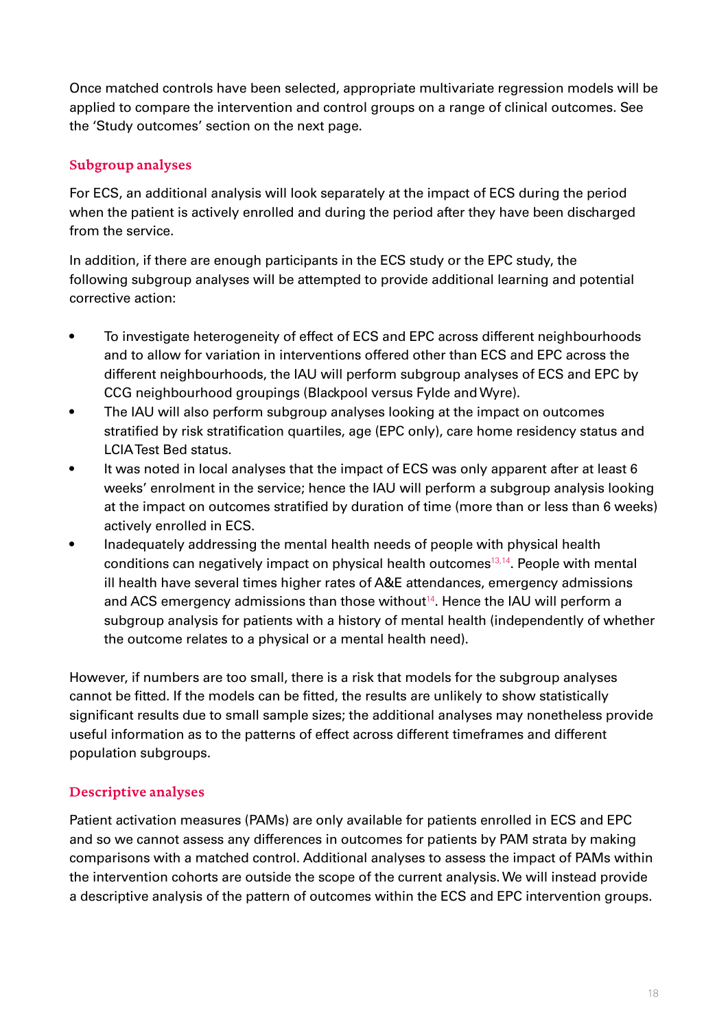Once matched controls have been selected, appropriate multivariate regression models will be applied to compare the intervention and control groups on a range of clinical outcomes. See the 'Study outcomes' section on the next page.

### Subgroup analyses

For ECS, an additional analysis will look separately at the impact of ECS during the period when the patient is actively enrolled and during the period after they have been discharged from the service.

In addition, if there are enough participants in the ECS study or the EPC study, the following subgroup analyses will be attempted to provide additional learning and potential corrective action:

- To investigate heterogeneity of effect of ECS and EPC across different neighbourhoods and to allow for variation in interventions offered other than ECS and EPC across the different neighbourhoods, the IAU will perform subgroup analyses of ECS and EPC by CCG neighbourhood groupings (Blackpool versus Fylde and Wyre).
- The IAU will also perform subgroup analyses looking at the impact on outcomes stratified by risk stratification quartiles, age (EPC only), care home residency status and LCIA Test Bed status.
- It was noted in local analyses that the impact of ECS was only apparent after at least 6 weeks' enrolment in the service; hence the IAU will perform a subgroup analysis looking at the impact on outcomes stratified by duration of time (more than or less than 6 weeks) actively enrolled in ECS.
- Inadequately addressing the mental health needs of people with physical health conditions can negatively impact on physical health outcomes[13,14]. People with mental ill health have several times higher rates of A&E attendances, emergency admissions and ACS emergency admissions than those without[14]. Hence the IAU will perform a subgroup analysis for patients with a history of mental health (independently of whether the outcome relates to a physical or a mental health need).

However, if numbers are too small, there is a risk that models for the subgroup analyses cannot be fitted. If the models can be fitted, the results are unlikely to show statistically significant results due to small sample sizes; the additional analyses may nonetheless provide useful information as to the patterns of effect across different timeframes and different population subgroups.

### Descriptive analyses

Patient activation measures (PAMs) are only available for patients enrolled in ECS and EPC and so we cannot assess any differences in outcomes for patients by PAM strata by making comparisons with a matched control. Additional analyses to assess the impact of PAMs within the intervention cohorts are outside the scope of the current analysis. We will instead provide a descriptive analysis of the pattern of outcomes within the ECS and EPC intervention groups.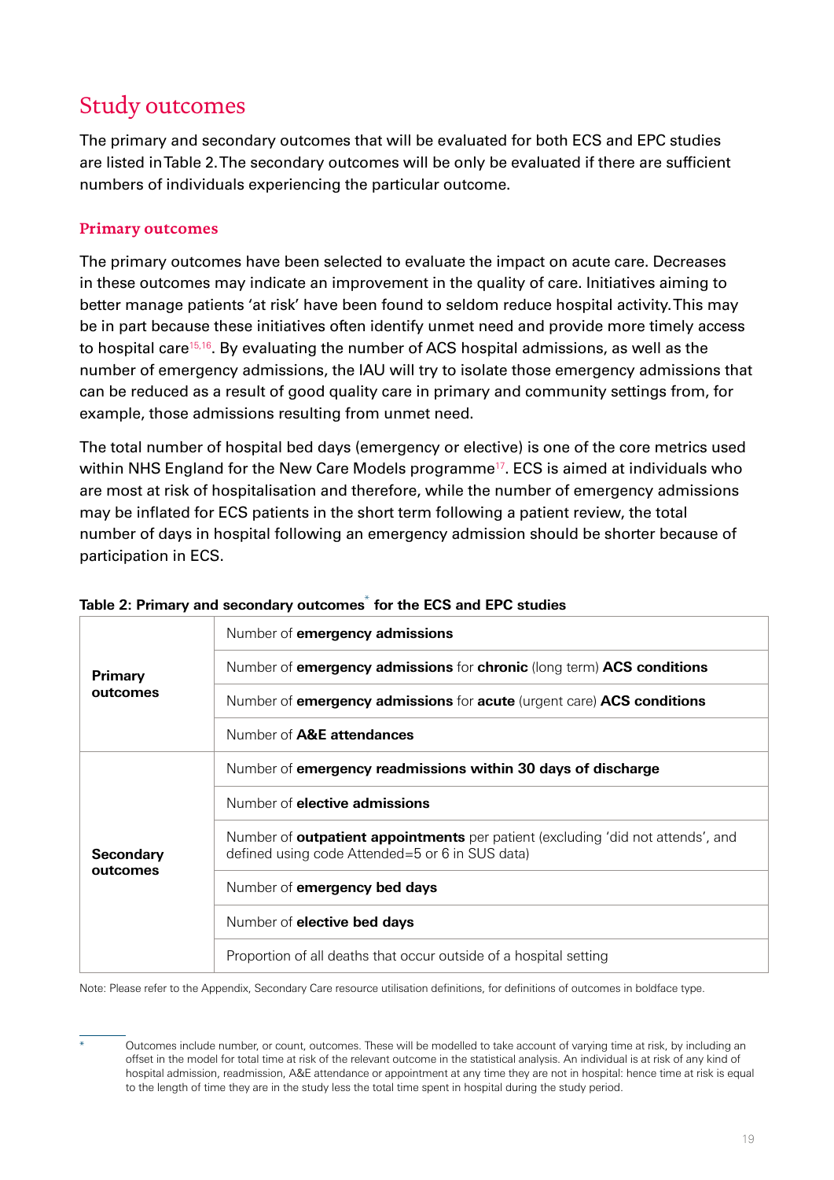## Study outcomes

The primary and secondary outcomes that will be evaluated for both ECS and EPC studies are listed in Table 2. The secondary outcomes will be only be evaluated if there are sufficient numbers of individuals experiencing the particular outcome.

### Primary outcomes

The primary outcomes have been selected to evaluate the impact on acute care. Decreases in these outcomes may indicate an improvement in the quality of care. Initiatives aiming to better manage patients 'at risk' have been found to seldom reduce hospital activity. This may be in part because these initiatives often identify unmet need and provide more timely access to hospital care[15,16]. By evaluating the number of ACS hospital admissions, as well as the number of emergency admissions, the IAU will try to isolate those emergency admissions that can be reduced as a result of good quality care in primary and community settings from, for example, those admissions resulting from unmet need.

The total number of hospital bed days (emergency or elective) is one of the core metrics used within NHS England for the New Care Models programme[17]. ECS is aimed at individuals who are most at risk of hospitalisation and therefore, while the number of emergency admissions may be inflated for ECS patients in the short term following a patient review, the total number of days in hospital following an emergency admission should be shorter because of participation in ECS.

**Table 2: Primary and secondary outcomes[*] for the ECS and EPC studies**

| | |
|---|---|
| **Primary outcomes** | Number of **emergency admissions** |
| | Number of **emergency admissions** for **chronic** (long term) **ACS conditions** |
| | Number of **emergency admissions** for **acute** (urgent care) **ACS conditions** |
| | Number of **A&E attendances** |
| **Secondary outcomes** | Number of **emergency readmissions within 30 days of discharge** |
| | Number of **elective admissions** |
| | Number of **outpatient appointments** per patient (excluding 'did not attends', and defined using code Attended=5 or 6 in SUS data) |
| | Number of **emergency bed days** |
| | Number of **elective bed days** |
| | Proportion of all deaths that occur outside of a hospital setting |

Note: Please refer to the Appendix, Secondary Care resource utilisation definitions, for definitions of outcomes in boldface type.

[*] Outcomes include number, or count, outcomes. These will be modelled to take account of varying time at risk, by including an offset in the model for total time at risk of the relevant outcome in the statistical analysis. An individual is at risk of any kind of hospital admission, readmission, A&E attendance or appointment at any time they are not in hospital: hence time at risk is equal to the length of time they are in the study less the total time spent in hospital during the study period.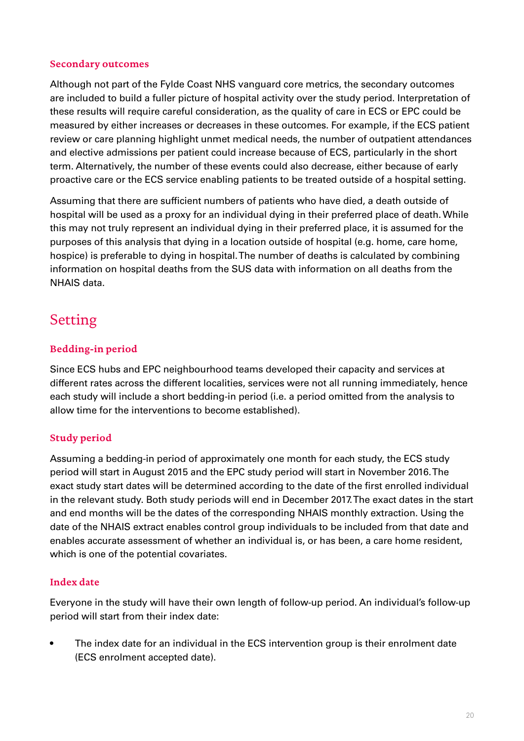### Secondary outcomes

Although not part of the Fylde Coast NHS vanguard core metrics, the secondary outcomes are included to build a fuller picture of hospital activity over the study period. Interpretation of these results will require careful consideration, as the quality of care in ECS or EPC could be measured by either increases or decreases in these outcomes. For example, if the ECS patient review or care planning highlight unmet medical needs, the number of outpatient attendances and elective admissions per patient could increase because of ECS, particularly in the short term. Alternatively, the number of these events could also decrease, either because of early proactive care or the ECS service enabling patients to be treated outside of a hospital setting.

Assuming that there are sufficient numbers of patients who have died, a death outside of hospital will be used as a proxy for an individual dying in their preferred place of death. While this may not truly represent an individual dying in their preferred place, it is assumed for the purposes of this analysis that dying in a location outside of hospital (e.g. home, care home, hospice) is preferable to dying in hospital. The number of deaths is calculated by combining information on hospital deaths from the SUS data with information on all deaths from the NHAIS data.

## Setting

### Bedding-in period

Since ECS hubs and EPC neighbourhood teams developed their capacity and services at different rates across the different localities, services were not all running immediately, hence each study will include a short bedding-in period (i.e. a period omitted from the analysis to allow time for the interventions to become established).

### Study period

Assuming a bedding-in period of approximately one month for each study, the ECS study period will start in August 2015 and the EPC study period will start in November 2016. The exact study start dates will be determined according to the date of the first enrolled individual in the relevant study. Both study periods will end in December 2017. The exact dates in the start and end months will be the dates of the corresponding NHAIS monthly extraction. Using the date of the NHAIS extract enables control group individuals to be included from that date and enables accurate assessment of whether an individual is, or has been, a care home resident, which is one of the potential covariates.

### Index date

Everyone in the study will have their own length of follow-up period. An individual's follow-up period will start from their index date:

- The index date for an individual in the ECS intervention group is their enrolment date (ECS enrolment accepted date).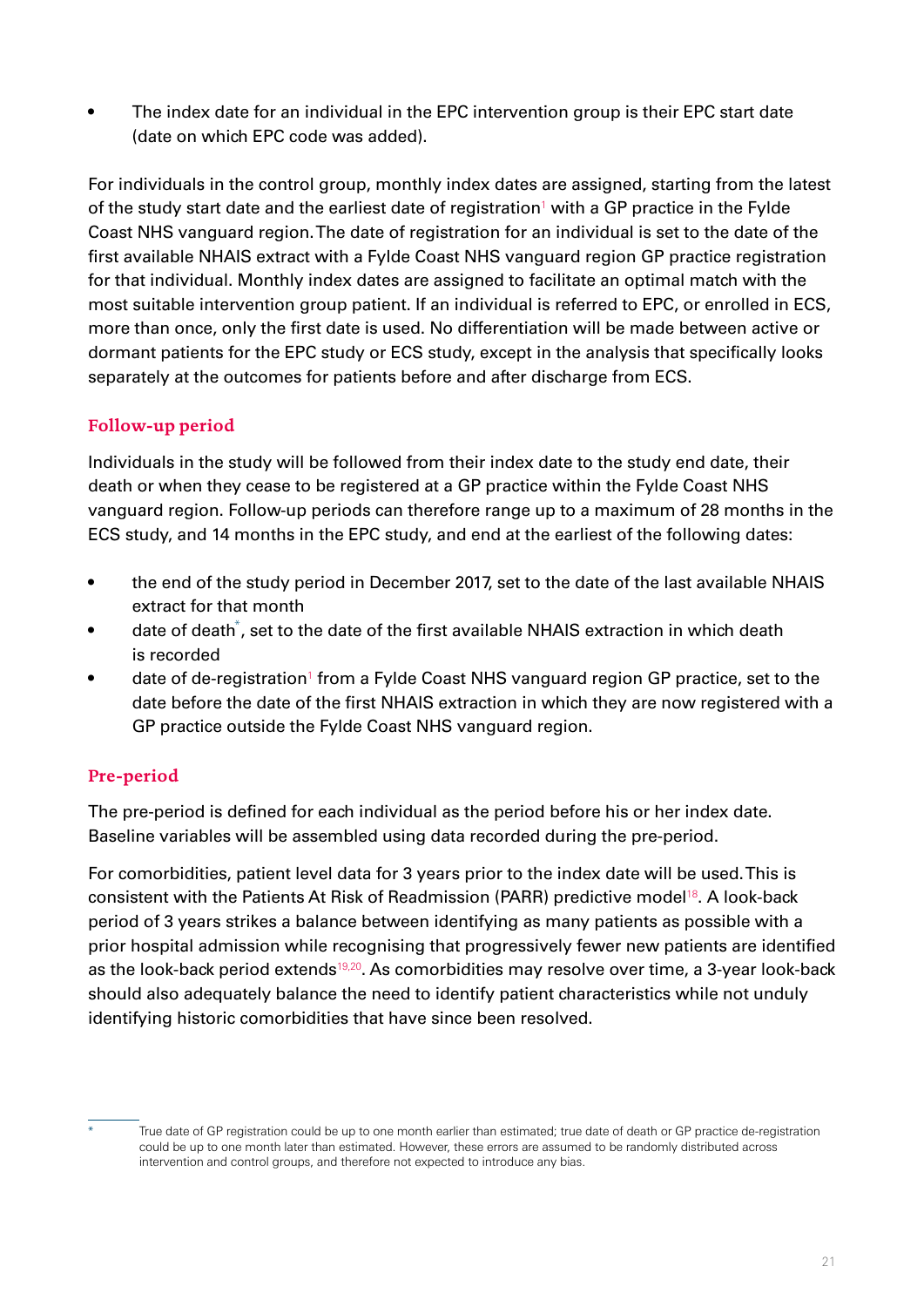- The index date for an individual in the EPC intervention group is their EPC start date (date on which EPC code was added).

For individuals in the control group, monthly index dates are assigned, starting from the latest of the study start date and the earliest date of registration[1] with a GP practice in the Fylde Coast NHS vanguard region. The date of registration for an individual is set to the date of the first available NHAIS extract with a Fylde Coast NHS vanguard region GP practice registration for that individual. Monthly index dates are assigned to facilitate an optimal match with the most suitable intervention group patient. If an individual is referred to EPC, or enrolled in ECS, more than once, only the first date is used. No differentiation will be made between active or dormant patients for the EPC study or ECS study, except in the analysis that specifically looks separately at the outcomes for patients before and after discharge from ECS.

## Follow-up period

Individuals in the study will be followed from their index date to the study end date, their death or when they cease to be registered at a GP practice within the Fylde Coast NHS vanguard region. Follow-up periods can therefore range up to a maximum of 28 months in the ECS study, and 14 months in the EPC study, and end at the earliest of the following dates:

- the end of the study period in December 2017, set to the date of the last available NHAIS extract for that month
- date of death[*], set to the date of the first available NHAIS extraction in which death is recorded
- date of de-registration[1] from a Fylde Coast NHS vanguard region GP practice, set to the date before the date of the first NHAIS extraction in which they are now registered with a GP practice outside the Fylde Coast NHS vanguard region.

## Pre-period

The pre-period is defined for each individual as the period before his or her index date. Baseline variables will be assembled using data recorded during the pre-period.

For comorbidities, patient level data for 3 years prior to the index date will be used. This is consistent with the Patients At Risk of Readmission (PARR) predictive model[18]. A look-back period of 3 years strikes a balance between identifying as many patients as possible with a prior hospital admission while recognising that progressively fewer new patients are identified as the look-back period extends[19,20]. As comorbidities may resolve over time, a 3-year look-back should also adequately balance the need to identify patient characteristics while not unduly identifying historic comorbidities that have since been resolved.

[*] True date of GP registration could be up to one month earlier than estimated; true date of death or GP practice de-registration could be up to one month later than estimated. However, these errors are assumed to be randomly distributed across intervention and control groups, and therefore not expected to introduce any bias.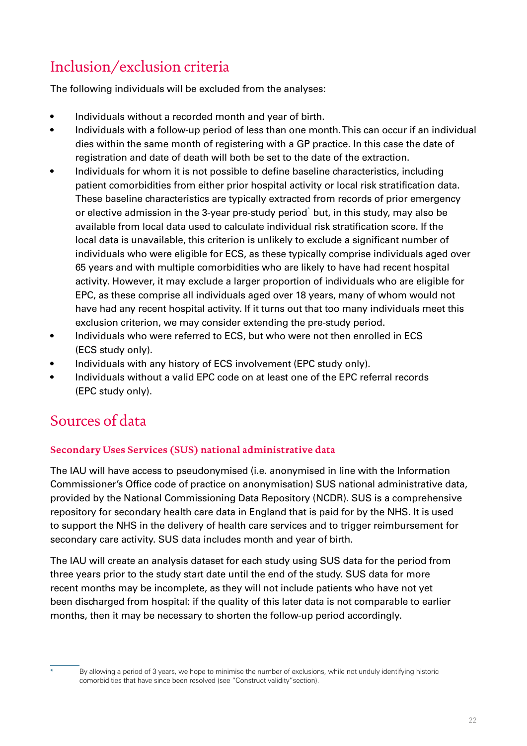## Inclusion/exclusion criteria

The following individuals will be excluded from the analyses:

- Individuals without a recorded month and year of birth.
- Individuals with a follow-up period of less than one month. This can occur if an individual dies within the same month of registering with a GP practice. In this case the date of registration and date of death will both be set to the date of the extraction.
- Individuals for whom it is not possible to define baseline characteristics, including patient comorbidities from either prior hospital activity or local risk stratification data. These baseline characteristics are typically extracted from records of prior emergency or elective admission in the 3-year pre-study period[*] but, in this study, may also be available from local data used to calculate individual risk stratification score. If the local data is unavailable, this criterion is unlikely to exclude a significant number of individuals who were eligible for ECS, as these typically comprise individuals aged over 65 years and with multiple comorbidities who are likely to have had recent hospital activity. However, it may exclude a larger proportion of individuals who are eligible for EPC, as these comprise all individuals aged over 18 years, many of whom would not have had any recent hospital activity. If it turns out that too many individuals meet this exclusion criterion, we may consider extending the pre-study period.
- Individuals who were referred to ECS, but who were not then enrolled in ECS (ECS study only).
- Individuals with any history of ECS involvement (EPC study only).
- Individuals without a valid EPC code on at least one of the EPC referral records (EPC study only).

## Sources of data

### Secondary Uses Services (SUS) national administrative data

The IAU will have access to pseudonymised (i.e. anonymised in line with the Information Commissioner's Office code of practice on anonymisation) SUS national administrative data, provided by the National Commissioning Data Repository (NCDR). SUS is a comprehensive repository for secondary health care data in England that is paid for by the NHS. It is used to support the NHS in the delivery of health care services and to trigger reimbursement for secondary care activity. SUS data includes month and year of birth.

The IAU will create an analysis dataset for each study using SUS data for the period from three years prior to the study start date until the end of the study. SUS data for more recent months may be incomplete, as they will not include patients who have not yet been discharged from hospital: if the quality of this later data is not comparable to earlier months, then it may be necessary to shorten the follow-up period accordingly.

---

[*] By allowing a period of 3 years, we hope to minimise the number of exclusions, while not unduly identifying historic comorbidities that have since been resolved (see "Construct validity" section).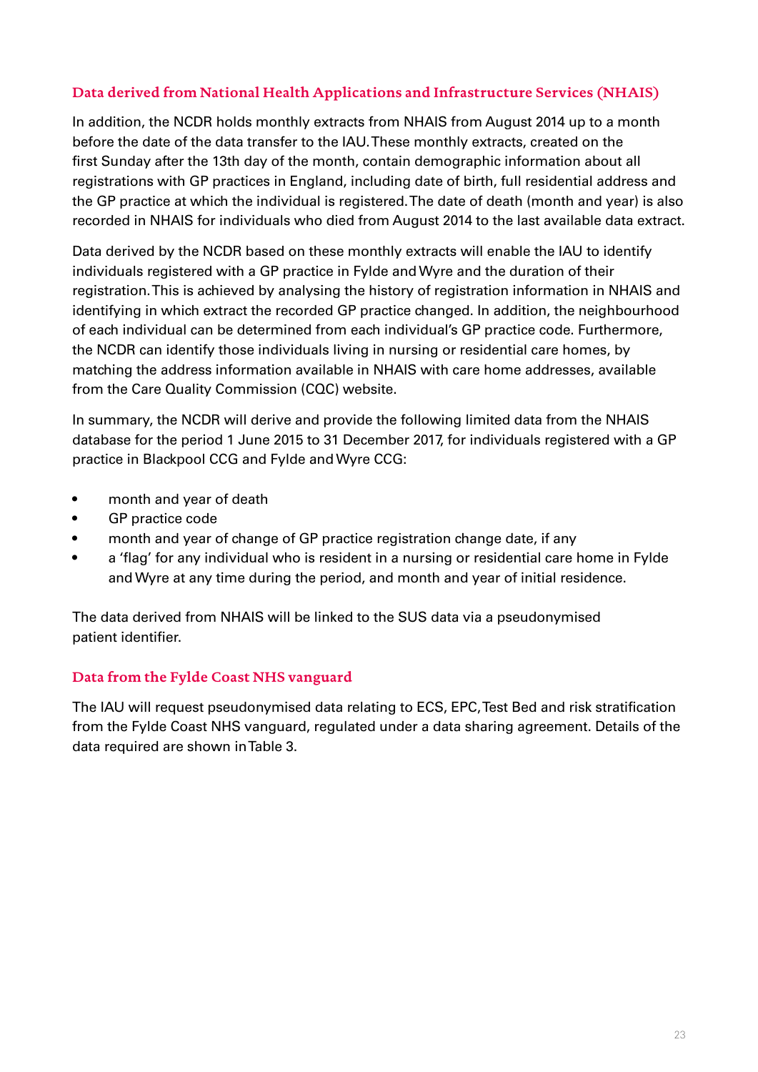### Data derived from National Health Applications and Infrastructure Services (NHAIS)

In addition, the NCDR holds monthly extracts from NHAIS from August 2014 up to a month before the date of the data transfer to the IAU. These monthly extracts, created on the first Sunday after the 13th day of the month, contain demographic information about all registrations with GP practices in England, including date of birth, full residential address and the GP practice at which the individual is registered. The date of death (month and year) is also recorded in NHAIS for individuals who died from August 2014 to the last available data extract.

Data derived by the NCDR based on these monthly extracts will enable the IAU to identify individuals registered with a GP practice in Fylde and Wyre and the duration of their registration. This is achieved by analysing the history of registration information in NHAIS and identifying in which extract the recorded GP practice changed. In addition, the neighbourhood of each individual can be determined from each individual's GP practice code. Furthermore, the NCDR can identify those individuals living in nursing or residential care homes, by matching the address information available in NHAIS with care home addresses, available from the Care Quality Commission (CQC) website.

In summary, the NCDR will derive and provide the following limited data from the NHAIS database for the period 1 June 2015 to 31 December 2017, for individuals registered with a GP practice in Blackpool CCG and Fylde and Wyre CCG:

- month and year of death
- GP practice code
- month and year of change of GP practice registration change date, if any
- a 'flag' for any individual who is resident in a nursing or residential care home in Fylde and Wyre at any time during the period, and month and year of initial residence.

The data derived from NHAIS will be linked to the SUS data via a pseudonymised patient identifier.

### Data from the Fylde Coast NHS vanguard

The IAU will request pseudonymised data relating to ECS, EPC, Test Bed and risk stratification from the Fylde Coast NHS vanguard, regulated under a data sharing agreement. Details of the data required are shown in Table 3.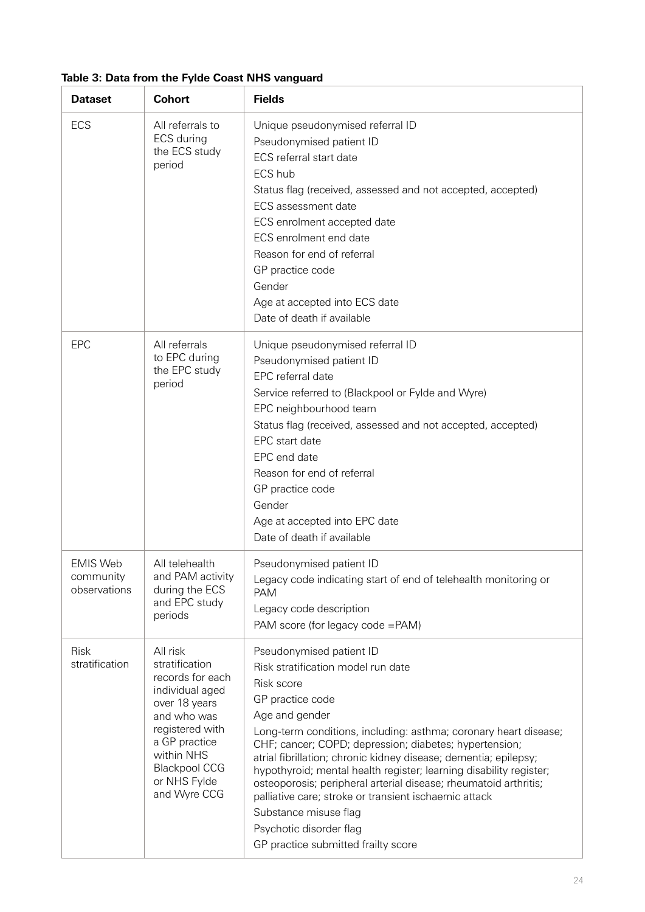**Table 3: Data from the Fylde Coast NHS vanguard**

| Dataset | Cohort | Fields |
|---|---|---|
| ECS | All referrals to ECS during the ECS study period | Unique pseudonymised referral ID<br>Pseudonymised patient ID<br>ECS referral start date<br>ECS hub<br>Status flag (received, assessed and not accepted, accepted)<br>ECS assessment date<br>ECS enrolment accepted date<br>ECS enrolment end date<br>Reason for end of referral<br>GP practice code<br>Gender<br>Age at accepted into ECS date<br>Date of death if available |
| EPC | All referrals to EPC during the EPC study period | Unique pseudonymised referral ID<br>Pseudonymised patient ID<br>EPC referral date<br>Service referred to (Blackpool or Fylde and Wyre)<br>EPC neighbourhood team<br>Status flag (received, assessed and not accepted, accepted)<br>EPC start date<br>EPC end date<br>Reason for end of referral<br>GP practice code<br>Gender<br>Age at accepted into EPC date<br>Date of death if available |
| EMIS Web community observations | All telehealth and PAM activity during the ECS and EPC study periods | Pseudonymised patient ID<br>Legacy code indicating start of end of telehealth monitoring or PAM<br>Legacy code description<br>PAM score (for legacy code =PAM) |
| Risk stratification | All risk stratification records for each individual aged over 18 years and who was registered with a GP practice within NHS Blackpool CCG or NHS Fylde and Wyre CCG | Pseudonymised patient ID<br>Risk stratification model run date<br>Risk score<br>GP practice code<br>Age and gender<br>Long-term conditions, including: asthma; coronary heart disease; CHF; cancer; COPD; depression; diabetes; hypertension; atrial fibrillation; chronic kidney disease; dementia; epilepsy; hypothyroid; mental health register; learning disability register; osteoporosis; peripheral arterial disease; rheumatoid arthritis; palliative care; stroke or transient ischaemic attack<br>Substance misuse flag<br>Psychotic disorder flag<br>GP practice submitted frailty score |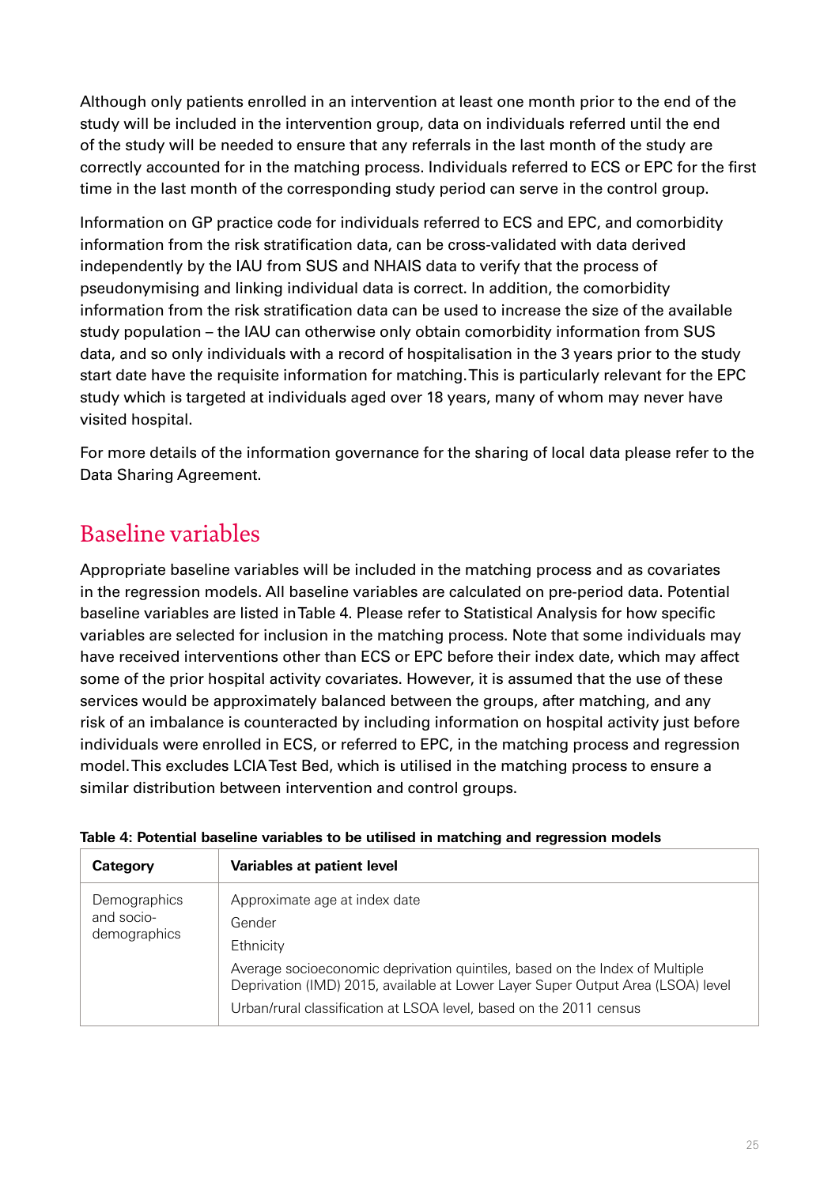Although only patients enrolled in an intervention at least one month prior to the end of the study will be included in the intervention group, data on individuals referred until the end of the study will be needed to ensure that any referrals in the last month of the study are correctly accounted for in the matching process. Individuals referred to ECS or EPC for the first time in the last month of the corresponding study period can serve in the control group.

Information on GP practice code for individuals referred to ECS and EPC, and comorbidity information from the risk stratification data, can be cross-validated with data derived independently by the IAU from SUS and NHAIS data to verify that the process of pseudonymising and linking individual data is correct. In addition, the comorbidity information from the risk stratification data can be used to increase the size of the available study population – the IAU can otherwise only obtain comorbidity information from SUS data, and so only individuals with a record of hospitalisation in the 3 years prior to the study start date have the requisite information for matching. This is particularly relevant for the EPC study which is targeted at individuals aged over 18 years, many of whom may never have visited hospital.

For more details of the information governance for the sharing of local data please refer to the Data Sharing Agreement.

## Baseline variables

Appropriate baseline variables will be included in the matching process and as covariates in the regression models. All baseline variables are calculated on pre-period data. Potential baseline variables are listed in Table 4. Please refer to Statistical Analysis for how specific variables are selected for inclusion in the matching process. Note that some individuals may have received interventions other than ECS or EPC before their index date, which may affect some of the prior hospital activity covariates. However, it is assumed that the use of these services would be approximately balanced between the groups, after matching, and any risk of an imbalance is counteracted by including information on hospital activity just before individuals were enrolled in ECS, or referred to EPC, in the matching process and regression model. This excludes LCIA Test Bed, which is utilised in the matching process to ensure a similar distribution between intervention and control groups.

**Table 4: Potential baseline variables to be utilised in matching and regression models**

| Category | Variables at patient level |
|---|---|
| Demographics and socio-demographics | Approximate age at index date |
| | Gender |
| | Ethnicity |
| | Average socioeconomic deprivation quintiles, based on the Index of Multiple Deprivation (IMD) 2015, available at Lower Layer Super Output Area (LSOA) level |
| | Urban/rural classification at LSOA level, based on the 2011 census |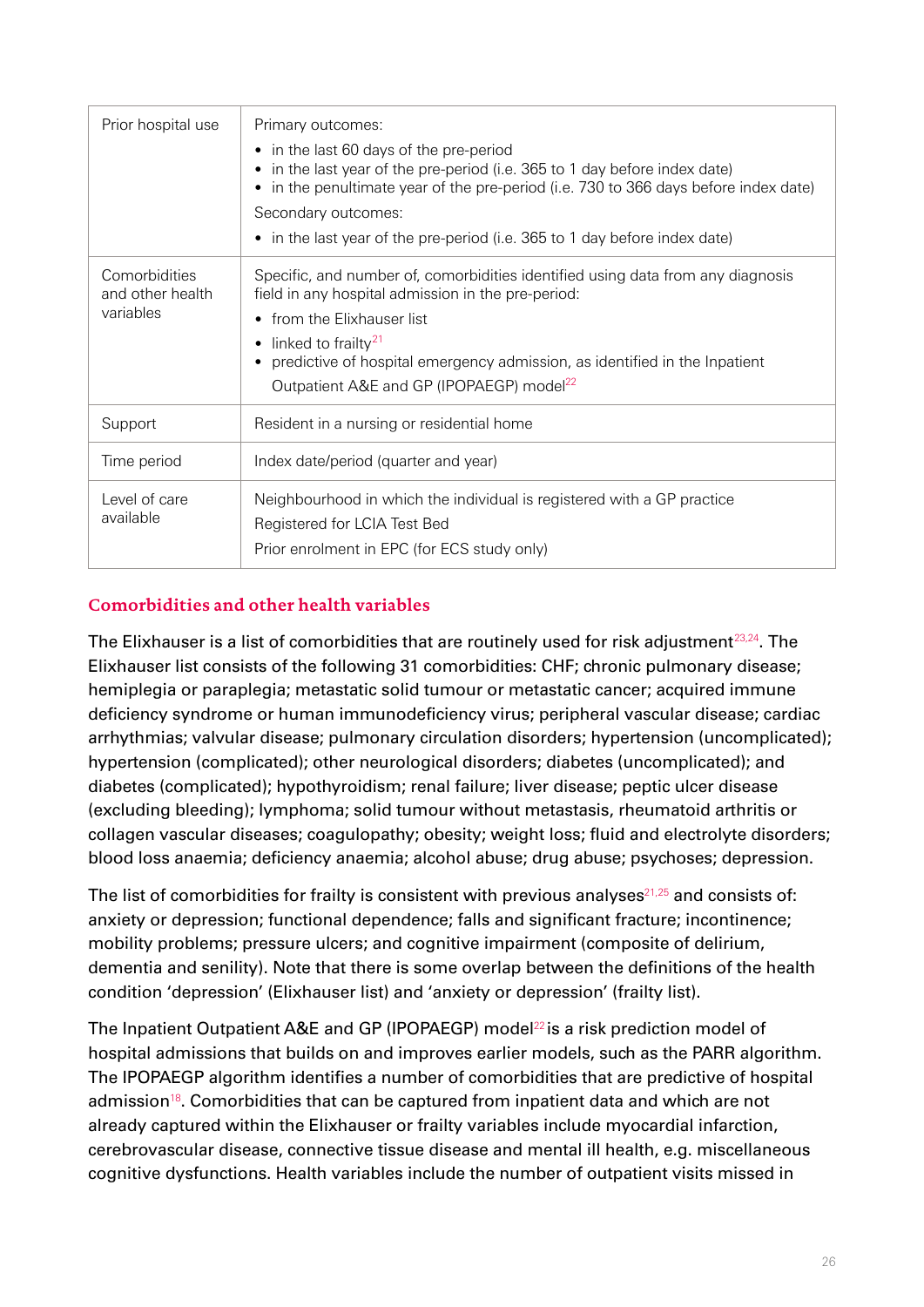| | |
|---|---|
| Prior hospital use | Primary outcomes:<br>• in the last 60 days of the pre-period<br>• in the last year of the pre-period (i.e. 365 to 1 day before index date)<br>• in the penultimate year of the pre-period (i.e. 730 to 366 days before index date)<br>Secondary outcomes:<br>• in the last year of the pre-period (i.e. 365 to 1 day before index date) |
| Comorbidities and other health variables | Specific, and number of, comorbidities identified using data from any diagnosis field in any hospital admission in the pre-period:<br>• from the Elixhauser list<br>• linked to frailty[21]<br>• predictive of hospital emergency admission, as identified in the Inpatient Outpatient A&E and GP (IPOPAEGP) model[22] |
| Support | Resident in a nursing or residential home |
| Time period | Index date/period (quarter and year) |
| Level of care available | Neighbourhood in which the individual is registered with a GP practice<br>Registered for LCIA Test Bed<br>Prior enrolment in EPC (for ECS study only) |

## Comorbidities and other health variables

The Elixhauser is a list of comorbidities that are routinely used for risk adjustment[23,24]. The Elixhauser list consists of the following 31 comorbidities: CHF; chronic pulmonary disease; hemiplegia or paraplegia; metastatic solid tumour or metastatic cancer; acquired immune deficiency syndrome or human immunodeficiency virus; peripheral vascular disease; cardiac arrhythmias; valvular disease; pulmonary circulation disorders; hypertension (uncomplicated); hypertension (complicated); other neurological disorders; diabetes (uncomplicated); and diabetes (complicated); hypothyroidism; renal failure; liver disease; peptic ulcer disease (excluding bleeding); lymphoma; solid tumour without metastasis, rheumatoid arthritis or collagen vascular diseases; coagulopathy; obesity; weight loss; fluid and electrolyte disorders; blood loss anaemia; deficiency anaemia; alcohol abuse; drug abuse; psychoses; depression.

The list of comorbidities for frailty is consistent with previous analyses[21,25] and consists of: anxiety or depression; functional dependence; falls and significant fracture; incontinence; mobility problems; pressure ulcers; and cognitive impairment (composite of delirium, dementia and senility). Note that there is some overlap between the definitions of the health condition 'depression' (Elixhauser list) and 'anxiety or depression' (frailty list).

The Inpatient Outpatient A&E and GP (IPOPAEGP) model[22] is a risk prediction model of hospital admissions that builds on and improves earlier models, such as the PARR algorithm. The IPOPAEGP algorithm identifies a number of comorbidities that are predictive of hospital admission[18]. Comorbidities that can be captured from inpatient data and which are not already captured within the Elixhauser or frailty variables include myocardial infarction, cerebrovascular disease, connective tissue disease and mental ill health, e.g. miscellaneous cognitive dysfunctions. Health variables include the number of outpatient visits missed in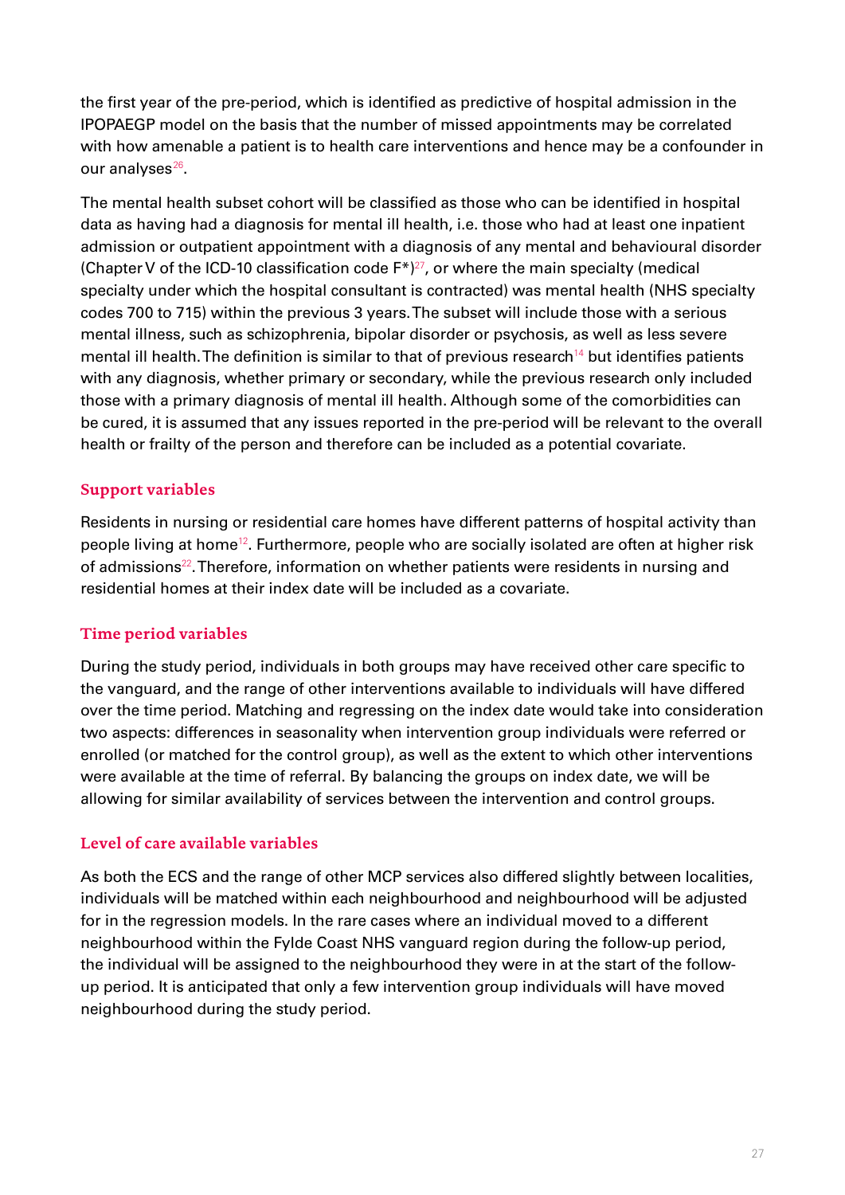the first year of the pre-period, which is identified as predictive of hospital admission in the IPOPAEGP model on the basis that the number of missed appointments may be correlated with how amenable a patient is to health care interventions and hence may be a confounder in our analyses[26].

The mental health subset cohort will be classified as those who can be identified in hospital data as having had a diagnosis for mental ill health, i.e. those who had at least one inpatient admission or outpatient appointment with a diagnosis of any mental and behavioural disorder (Chapter V of the ICD-10 classification code F*)[27], or where the main specialty (medical specialty under which the hospital consultant is contracted) was mental health (NHS specialty codes 700 to 715) within the previous 3 years. The subset will include those with a serious mental illness, such as schizophrenia, bipolar disorder or psychosis, as well as less severe mental ill health. The definition is similar to that of previous research[14] but identifies patients with any diagnosis, whether primary or secondary, while the previous research only included those with a primary diagnosis of mental ill health. Although some of the comorbidities can be cured, it is assumed that any issues reported in the pre-period will be relevant to the overall health or frailty of the person and therefore can be included as a potential covariate.

### Support variables

Residents in nursing or residential care homes have different patterns of hospital activity than people living at home[12]. Furthermore, people who are socially isolated are often at higher risk of admissions[22]. Therefore, information on whether patients were residents in nursing and residential homes at their index date will be included as a covariate.

### Time period variables

During the study period, individuals in both groups may have received other care specific to the vanguard, and the range of other interventions available to individuals will have differed over the time period. Matching and regressing on the index date would take into consideration two aspects: differences in seasonality when intervention group individuals were referred or enrolled (or matched for the control group), as well as the extent to which other interventions were available at the time of referral. By balancing the groups on index date, we will be allowing for similar availability of services between the intervention and control groups.

### Level of care available variables

As both the ECS and the range of other MCP services also differed slightly between localities, individuals will be matched within each neighbourhood and neighbourhood will be adjusted for in the regression models. In the rare cases where an individual moved to a different neighbourhood within the Fylde Coast NHS vanguard region during the follow-up period, the individual will be assigned to the neighbourhood they were in at the start of the follow-up period. It is anticipated that only a few intervention group individuals will have moved neighbourhood during the study period.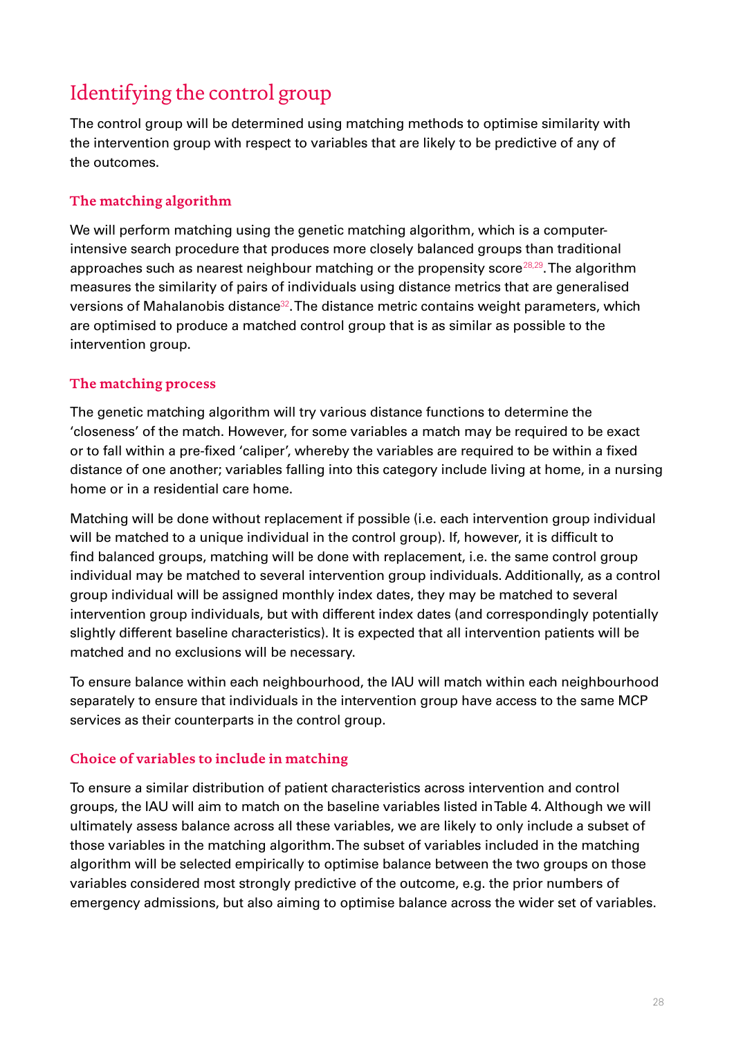# Identifying the control group

The control group will be determined using matching methods to optimise similarity with the intervention group with respect to variables that are likely to be predictive of any of the outcomes.

### The matching algorithm

We will perform matching using the genetic matching algorithm, which is a computer-intensive search procedure that produces more closely balanced groups than traditional approaches such as nearest neighbour matching or the propensity score[28,29]. The algorithm measures the similarity of pairs of individuals using distance metrics that are generalised versions of Mahalanobis distance[32]. The distance metric contains weight parameters, which are optimised to produce a matched control group that is as similar as possible to the intervention group.

### The matching process

The genetic matching algorithm will try various distance functions to determine the 'closeness' of the match. However, for some variables a match may be required to be exact or to fall within a pre-fixed 'caliper', whereby the variables are required to be within a fixed distance of one another; variables falling into this category include living at home, in a nursing home or in a residential care home.

Matching will be done without replacement if possible (i.e. each intervention group individual will be matched to a unique individual in the control group). If, however, it is difficult to find balanced groups, matching will be done with replacement, i.e. the same control group individual may be matched to several intervention group individuals. Additionally, as a control group individual will be assigned monthly index dates, they may be matched to several intervention group individuals, but with different index dates (and correspondingly potentially slightly different baseline characteristics). It is expected that all intervention patients will be matched and no exclusions will be necessary.

To ensure balance within each neighbourhood, the IAU will match within each neighbourhood separately to ensure that individuals in the intervention group have access to the same MCP services as their counterparts in the control group.

### Choice of variables to include in matching

To ensure a similar distribution of patient characteristics across intervention and control groups, the IAU will aim to match on the baseline variables listed in Table 4. Although we will ultimately assess balance across all these variables, we are likely to only include a subset of those variables in the matching algorithm. The subset of variables included in the matching algorithm will be selected empirically to optimise balance between the two groups on those variables considered most strongly predictive of the outcome, e.g. the prior numbers of emergency admissions, but also aiming to optimise balance across the wider set of variables.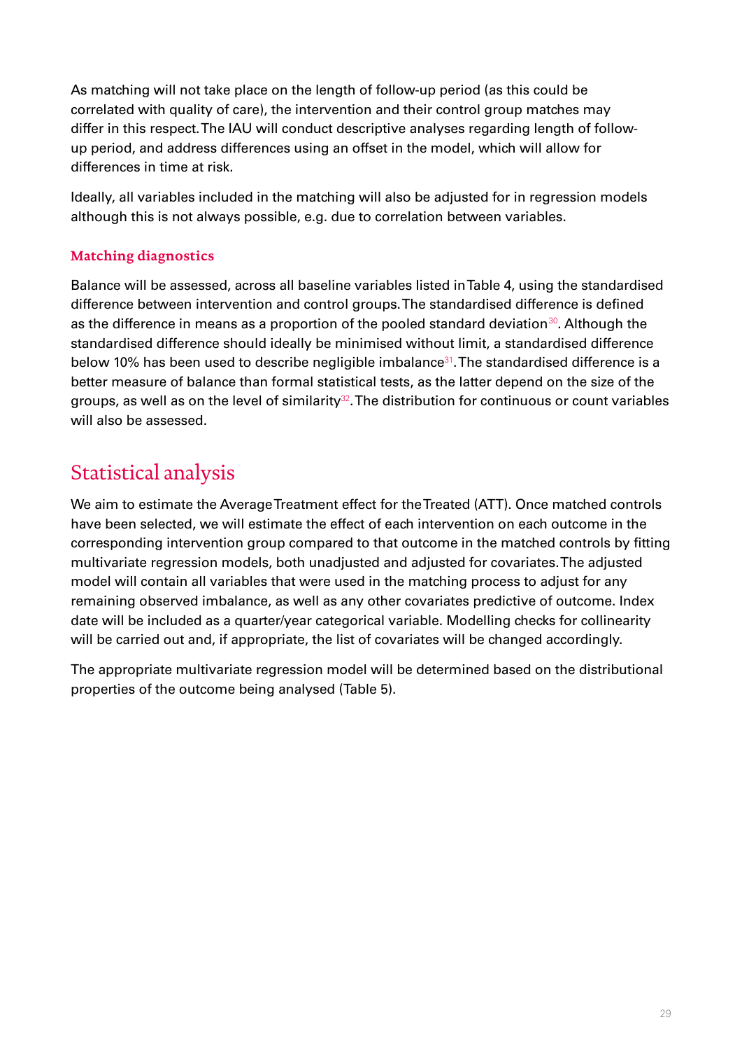As matching will not take place on the length of follow-up period (as this could be correlated with quality of care), the intervention and their control group matches may differ in this respect. The IAU will conduct descriptive analyses regarding length of follow-up period, and address differences using an offset in the model, which will allow for differences in time at risk.

Ideally, all variables included in the matching will also be adjusted for in regression models although this is not always possible, e.g. due to correlation between variables.

### Matching diagnostics

Balance will be assessed, across all baseline variables listed in Table 4, using the standardised difference between intervention and control groups. The standardised difference is defined as the difference in means as a proportion of the pooled standard deviation[30]. Although the standardised difference should ideally be minimised without limit, a standardised difference below 10% has been used to describe negligible imbalance[31]. The standardised difference is a better measure of balance than formal statistical tests, as the latter depend on the size of the groups, as well as on the level of similarity[32]. The distribution for continuous or count variables will also be assessed.

## Statistical analysis

We aim to estimate the Average Treatment effect for the Treated (ATT). Once matched controls have been selected, we will estimate the effect of each intervention on each outcome in the corresponding intervention group compared to that outcome in the matched controls by fitting multivariate regression models, both unadjusted and adjusted for covariates. The adjusted model will contain all variables that were used in the matching process to adjust for any remaining observed imbalance, as well as any other covariates predictive of outcome. Index date will be included as a quarter/year categorical variable. Modelling checks for collinearity will be carried out and, if appropriate, the list of covariates will be changed accordingly.

The appropriate multivariate regression model will be determined based on the distributional properties of the outcome being analysed (Table 5).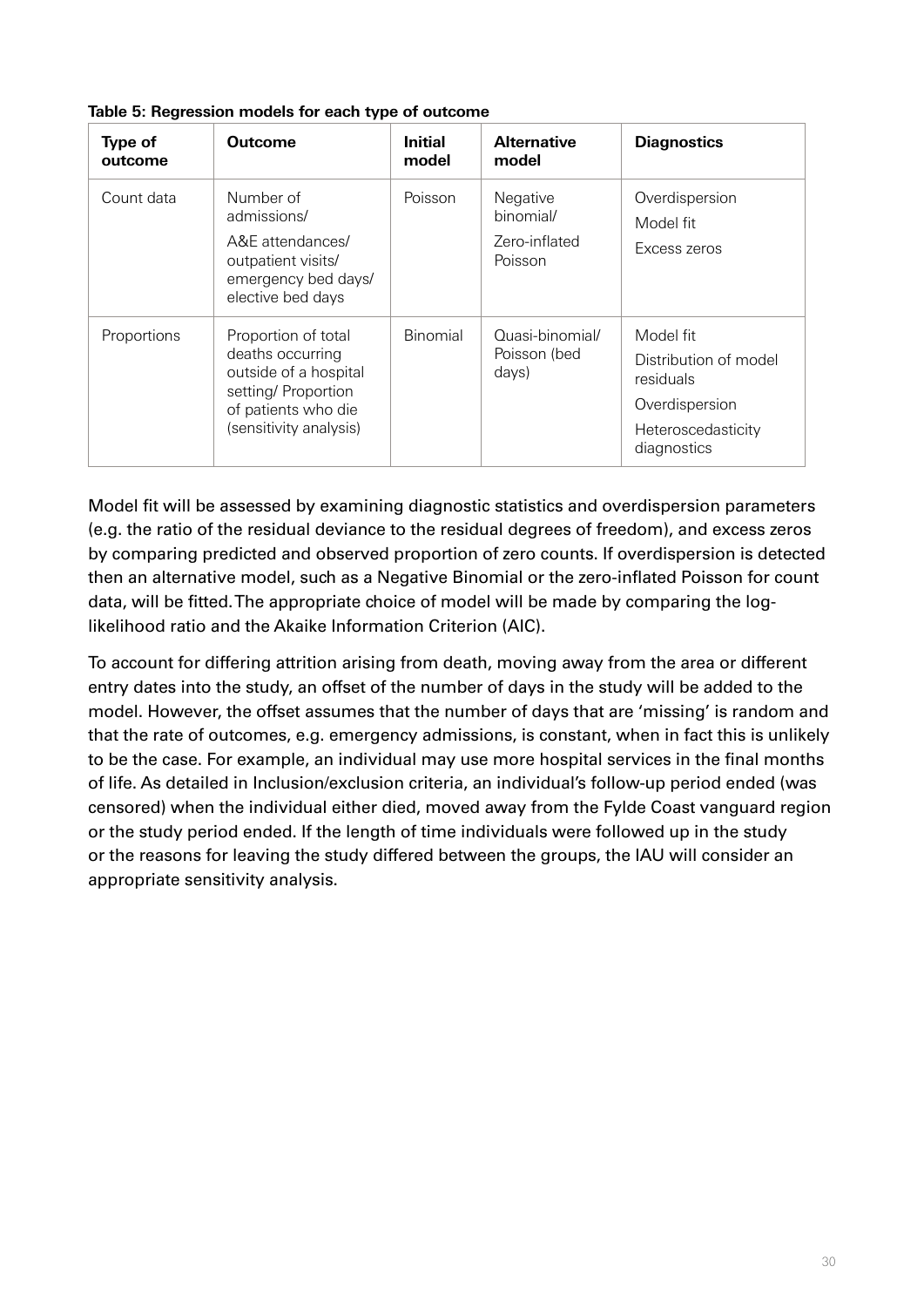**Table 5: Regression models for each type of outcome**

| Type of outcome | Outcome | Initial model | Alternative model | Diagnostics |
|---|---|---|---|---|
| Count data | Number of admissions/ A&E attendances/ outpatient visits/ emergency bed days/ elective bed days | Poisson | Negative binomial/ Zero-inflated Poisson | Overdispersion Model fit Excess zeros |
| Proportions | Proportion of total deaths occurring outside of a hospital setting/ Proportion of patients who die (sensitivity analysis) | Binomial | Quasi-binomial/ Poisson (bed days) | Model fit Distribution of model residuals Overdispersion Heteroscedasticity diagnostics |

Model fit will be assessed by examining diagnostic statistics and overdispersion parameters (e.g. the ratio of the residual deviance to the residual degrees of freedom), and excess zeros by comparing predicted and observed proportion of zero counts. If overdispersion is detected then an alternative model, such as a Negative Binomial or the zero-inflated Poisson for count data, will be fitted. The appropriate choice of model will be made by comparing the log-likelihood ratio and the Akaike Information Criterion (AIC).

To account for differing attrition arising from death, moving away from the area or different entry dates into the study, an offset of the number of days in the study will be added to the model. However, the offset assumes that the number of days that are 'missing' is random and that the rate of outcomes, e.g. emergency admissions, is constant, when in fact this is unlikely to be the case. For example, an individual may use more hospital services in the final months of life. As detailed in Inclusion/exclusion criteria, an individual's follow-up period ended (was censored) when the individual either died, moved away from the Fylde Coast vanguard region or the study period ended. If the length of time individuals were followed up in the study or the reasons for leaving the study differed between the groups, the IAU will consider an appropriate sensitivity analysis.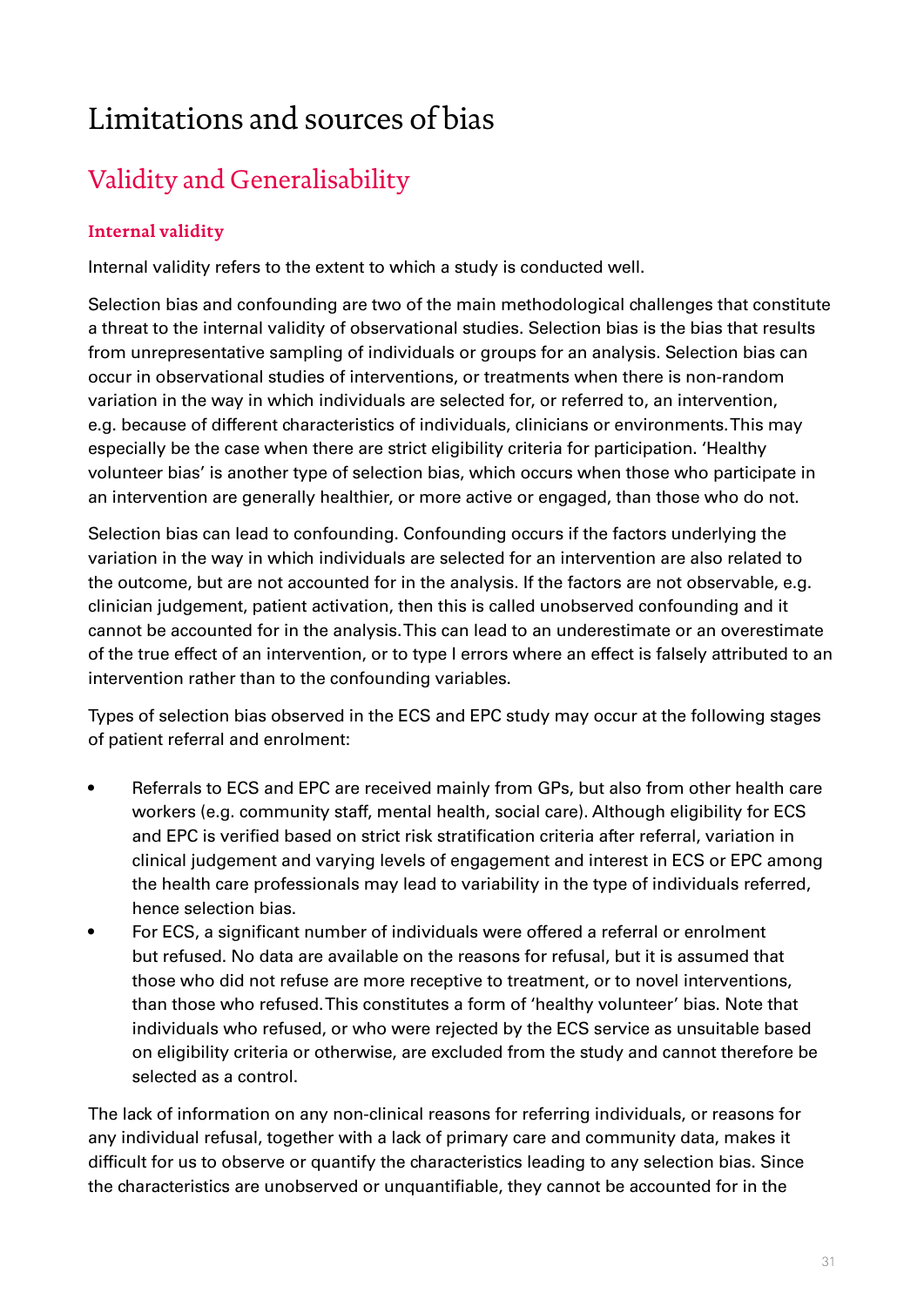# Limitations and sources of bias

## Validity and Generalisability

### Internal validity

Internal validity refers to the extent to which a study is conducted well.

Selection bias and confounding are two of the main methodological challenges that constitute a threat to the internal validity of observational studies. Selection bias is the bias that results from unrepresentative sampling of individuals or groups for an analysis. Selection bias can occur in observational studies of interventions, or treatments when there is non-random variation in the way in which individuals are selected for, or referred to, an intervention, e.g. because of different characteristics of individuals, clinicians or environments. This may especially be the case when there are strict eligibility criteria for participation. 'Healthy volunteer bias' is another type of selection bias, which occurs when those who participate in an intervention are generally healthier, or more active or engaged, than those who do not.

Selection bias can lead to confounding. Confounding occurs if the factors underlying the variation in the way in which individuals are selected for an intervention are also related to the outcome, but are not accounted for in the analysis. If the factors are not observable, e.g. clinician judgement, patient activation, then this is called unobserved confounding and it cannot be accounted for in the analysis. This can lead to an underestimate or an overestimate of the true effect of an intervention, or to type I errors where an effect is falsely attributed to an intervention rather than to the confounding variables.

Types of selection bias observed in the ECS and EPC study may occur at the following stages of patient referral and enrolment:

- Referrals to ECS and EPC are received mainly from GPs, but also from other health care workers (e.g. community staff, mental health, social care). Although eligibility for ECS and EPC is verified based on strict risk stratification criteria after referral, variation in clinical judgement and varying levels of engagement and interest in ECS or EPC among the health care professionals may lead to variability in the type of individuals referred, hence selection bias.
- For ECS, a significant number of individuals were offered a referral or enrolment but refused. No data are available on the reasons for refusal, but it is assumed that those who did not refuse are more receptive to treatment, or to novel interventions, than those who refused. This constitutes a form of 'healthy volunteer' bias. Note that individuals who refused, or who were rejected by the ECS service as unsuitable based on eligibility criteria or otherwise, are excluded from the study and cannot therefore be selected as a control.

The lack of information on any non-clinical reasons for referring individuals, or reasons for any individual refusal, together with a lack of primary care and community data, makes it difficult for us to observe or quantify the characteristics leading to any selection bias. Since the characteristics are unobserved or unquantifiable, they cannot be accounted for in the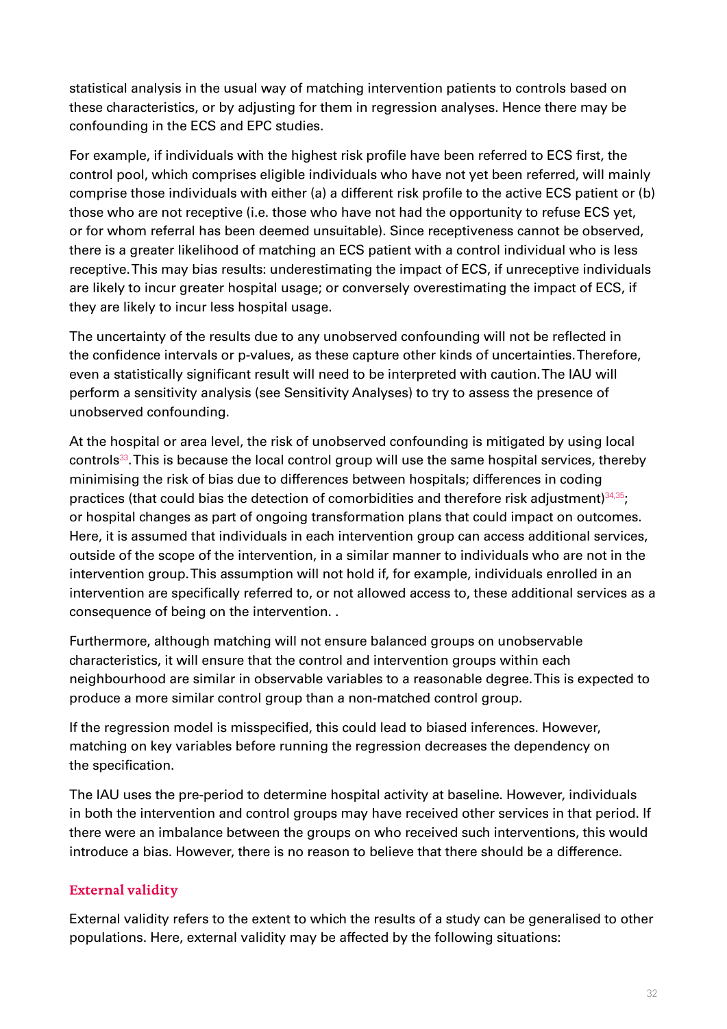statistical analysis in the usual way of matching intervention patients to controls based on these characteristics, or by adjusting for them in regression analyses. Hence there may be confounding in the ECS and EPC studies.

For example, if individuals with the highest risk profile have been referred to ECS first, the control pool, which comprises eligible individuals who have not yet been referred, will mainly comprise those individuals with either (a) a different risk profile to the active ECS patient or (b) those who are not receptive (i.e. those who have not had the opportunity to refuse ECS yet, or for whom referral has been deemed unsuitable). Since receptiveness cannot be observed, there is a greater likelihood of matching an ECS patient with a control individual who is less receptive. This may bias results: underestimating the impact of ECS, if unreceptive individuals are likely to incur greater hospital usage; or conversely overestimating the impact of ECS, if they are likely to incur less hospital usage.

The uncertainty of the results due to any unobserved confounding will not be reflected in the confidence intervals or p-values, as these capture other kinds of uncertainties. Therefore, even a statistically significant result will need to be interpreted with caution. The IAU will perform a sensitivity analysis (see Sensitivity Analyses) to try to assess the presence of unobserved confounding.

At the hospital or area level, the risk of unobserved confounding is mitigated by using local controls[33]. This is because the local control group will use the same hospital services, thereby minimising the risk of bias due to differences between hospitals; differences in coding practices (that could bias the detection of comorbidities and therefore risk adjustment)[34,35]; or hospital changes as part of ongoing transformation plans that could impact on outcomes. Here, it is assumed that individuals in each intervention group can access additional services, outside of the scope of the intervention, in a similar manner to individuals who are not in the intervention group. This assumption will not hold if, for example, individuals enrolled in an intervention are specifically referred to, or not allowed access to, these additional services as a consequence of being on the intervention. .

Furthermore, although matching will not ensure balanced groups on unobservable characteristics, it will ensure that the control and intervention groups within each neighbourhood are similar in observable variables to a reasonable degree. This is expected to produce a more similar control group than a non-matched control group.

If the regression model is misspecified, this could lead to biased inferences. However, matching on key variables before running the regression decreases the dependency on the specification.

The IAU uses the pre-period to determine hospital activity at baseline. However, individuals in both the intervention and control groups may have received other services in that period. If there were an imbalance between the groups on who received such interventions, this would introduce a bias. However, there is no reason to believe that there should be a difference.

### External validity

External validity refers to the extent to which the results of a study can be generalised to other populations. Here, external validity may be affected by the following situations: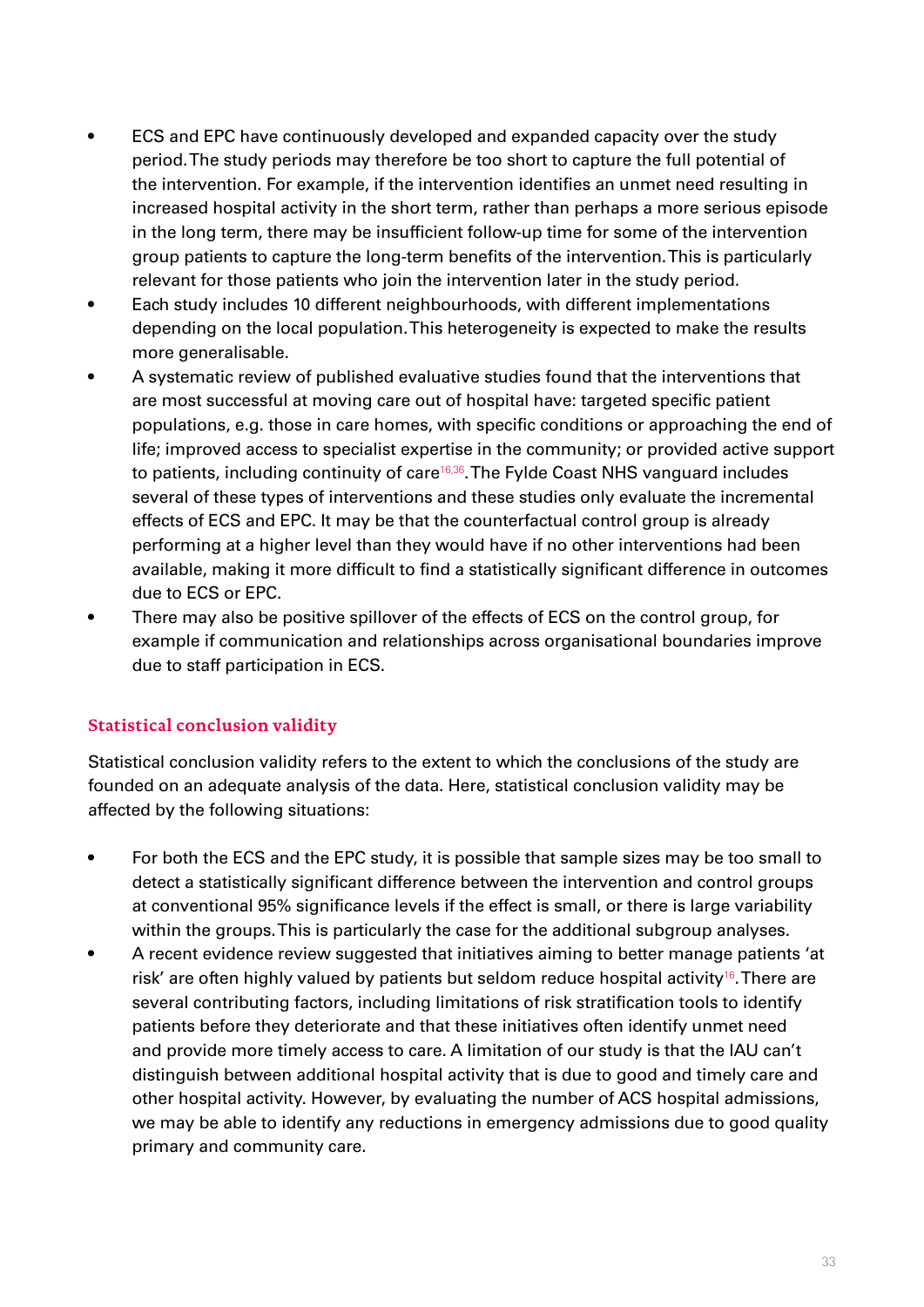- ECS and EPC have continuously developed and expanded capacity over the study period. The study periods may therefore be too short to capture the full potential of the intervention. For example, if the intervention identifies an unmet need resulting in increased hospital activity in the short term, rather than perhaps a more serious episode in the long term, there may be insufficient follow-up time for some of the intervention group patients to capture the long-term benefits of the intervention. This is particularly relevant for those patients who join the intervention later in the study period.
- Each study includes 10 different neighbourhoods, with different implementations depending on the local population. This heterogeneity is expected to make the results more generalisable.
- A systematic review of published evaluative studies found that the interventions that are most successful at moving care out of hospital have: targeted specific patient populations, e.g. those in care homes, with specific conditions or approaching the end of life; improved access to specialist expertise in the community; or provided active support to patients, including continuity of care[16,36]. The Fylde Coast NHS vanguard includes several of these types of interventions and these studies only evaluate the incremental effects of ECS and EPC. It may be that the counterfactual control group is already performing at a higher level than they would have if no other interventions had been available, making it more difficult to find a statistically significant difference in outcomes due to ECS or EPC.
- There may also be positive spillover of the effects of ECS on the control group, for example if communication and relationships across organisational boundaries improve due to staff participation in ECS.

### Statistical conclusion validity

Statistical conclusion validity refers to the extent to which the conclusions of the study are founded on an adequate analysis of the data. Here, statistical conclusion validity may be affected by the following situations:

- For both the ECS and the EPC study, it is possible that sample sizes may be too small to detect a statistically significant difference between the intervention and control groups at conventional 95% significance levels if the effect is small, or there is large variability within the groups. This is particularly the case for the additional subgroup analyses.
- A recent evidence review suggested that initiatives aiming to better manage patients 'at risk' are often highly valued by patients but seldom reduce hospital activity[16]. There are several contributing factors, including limitations of risk stratification tools to identify patients before they deteriorate and that these initiatives often identify unmet need and provide more timely access to care. A limitation of our study is that the IAU can't distinguish between additional hospital activity that is due to good and timely care and other hospital activity. However, by evaluating the number of ACS hospital admissions, we may be able to identify any reductions in emergency admissions due to good quality primary and community care.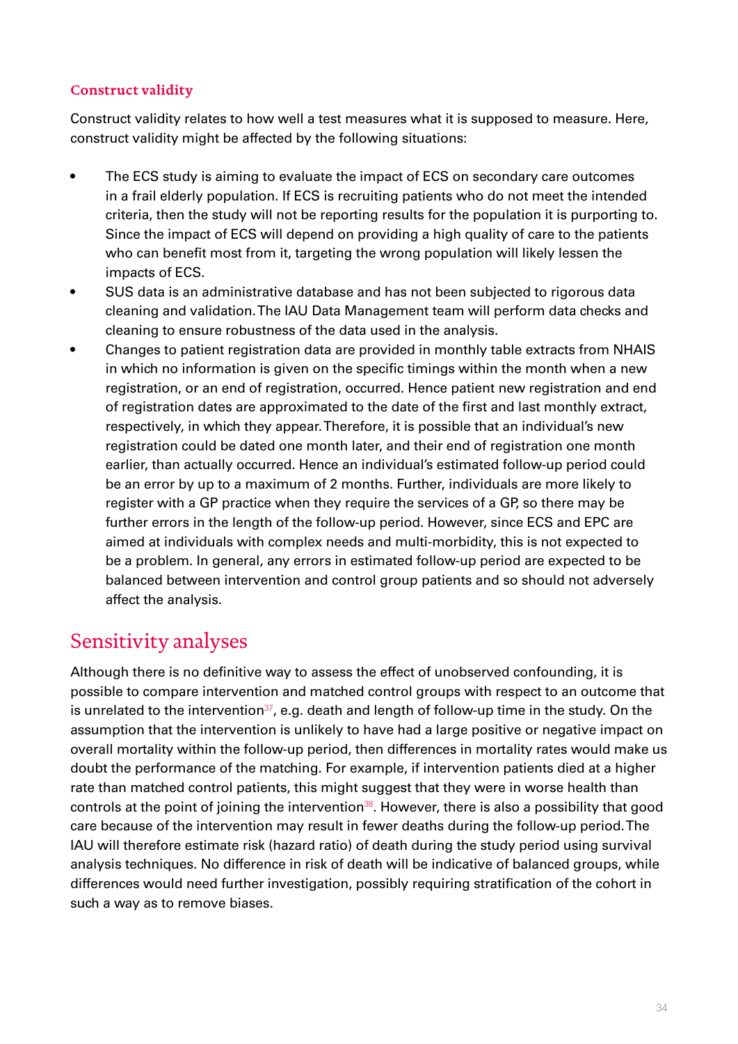### Construct validity

Construct validity relates to how well a test measures what it is supposed to measure. Here, construct validity might be affected by the following situations:

- The ECS study is aiming to evaluate the impact of ECS on secondary care outcomes in a frail elderly population. If ECS is recruiting patients who do not meet the intended criteria, then the study will not be reporting results for the population it is purporting to. Since the impact of ECS will depend on providing a high quality of care to the patients who can benefit most from it, targeting the wrong population will likely lessen the impacts of ECS.
- SUS data is an administrative database and has not been subjected to rigorous data cleaning and validation. The IAU Data Management team will perform data checks and cleaning to ensure robustness of the data used in the analysis.
- Changes to patient registration data are provided in monthly table extracts from NHAIS in which no information is given on the specific timings within the month when a new registration, or an end of registration, occurred. Hence patient new registration and end of registration dates are approximated to the date of the first and last monthly extract, respectively, in which they appear. Therefore, it is possible that an individual's new registration could be dated one month later, and their end of registration one month earlier, than actually occurred. Hence an individual's estimated follow-up period could be an error by up to a maximum of 2 months. Further, individuals are more likely to register with a GP practice when they require the services of a GP, so there may be further errors in the length of the follow-up period. However, since ECS and EPC are aimed at individuals with complex needs and multi-morbidity, this is not expected to be a problem. In general, any errors in estimated follow-up period are expected to be balanced between intervention and control group patients and so should not adversely affect the analysis.

## Sensitivity analyses

Although there is no definitive way to assess the effect of unobserved confounding, it is possible to compare intervention and matched control groups with respect to an outcome that is unrelated to the intervention[37], e.g. death and length of follow-up time in the study. On the assumption that the intervention is unlikely to have had a large positive or negative impact on overall mortality within the follow-up period, then differences in mortality rates would make us doubt the performance of the matching. For example, if intervention patients died at a higher rate than matched control patients, this might suggest that they were in worse health than controls at the point of joining the intervention[38]. However, there is also a possibility that good care because of the intervention may result in fewer deaths during the follow-up period. The IAU will therefore estimate risk (hazard ratio) of death during the study period using survival analysis techniques. No difference in risk of death will be indicative of balanced groups, while differences would need further investigation, possibly requiring stratification of the cohort in such a way as to remove biases.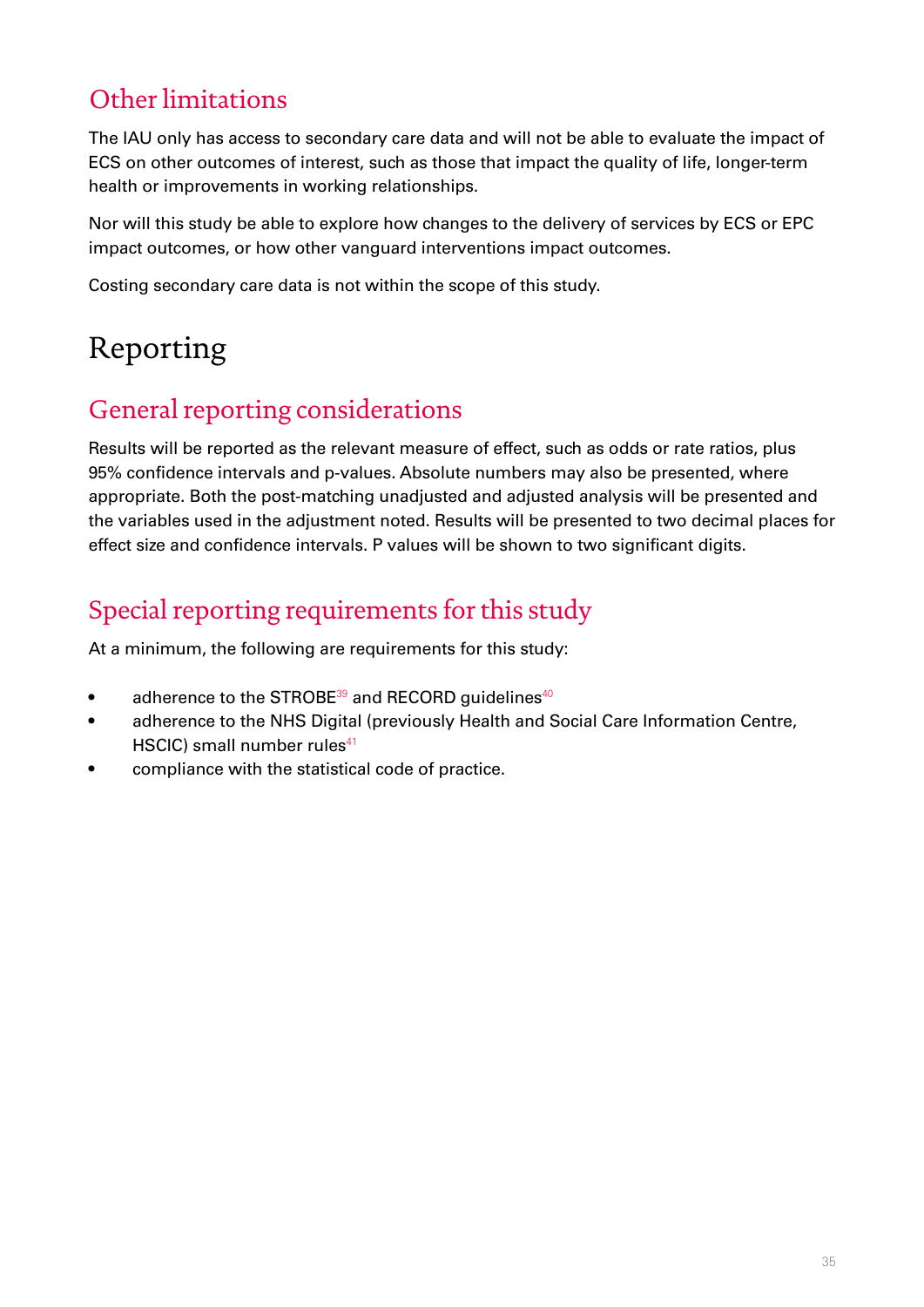## Other limitations

The IAU only has access to secondary care data and will not be able to evaluate the impact of ECS on other outcomes of interest, such as those that impact the quality of life, longer-term health or improvements in working relationships.

Nor will this study be able to explore how changes to the delivery of services by ECS or EPC impact outcomes, or how other vanguard interventions impact outcomes.

Costing secondary care data is not within the scope of this study.

# Reporting

## General reporting considerations

Results will be reported as the relevant measure of effect, such as odds or rate ratios, plus 95% confidence intervals and p-values. Absolute numbers may also be presented, where appropriate. Both the post-matching unadjusted and adjusted analysis will be presented and the variables used in the adjustment noted. Results will be presented to two decimal places for effect size and confidence intervals. P values will be shown to two significant digits.

## Special reporting requirements for this study

At a minimum, the following are requirements for this study:

- adherence to the STROBE[39] and RECORD guidelines[40]
- adherence to the NHS Digital (previously Health and Social Care Information Centre, HSCIC) small number rules[41]
- compliance with the statistical code of practice.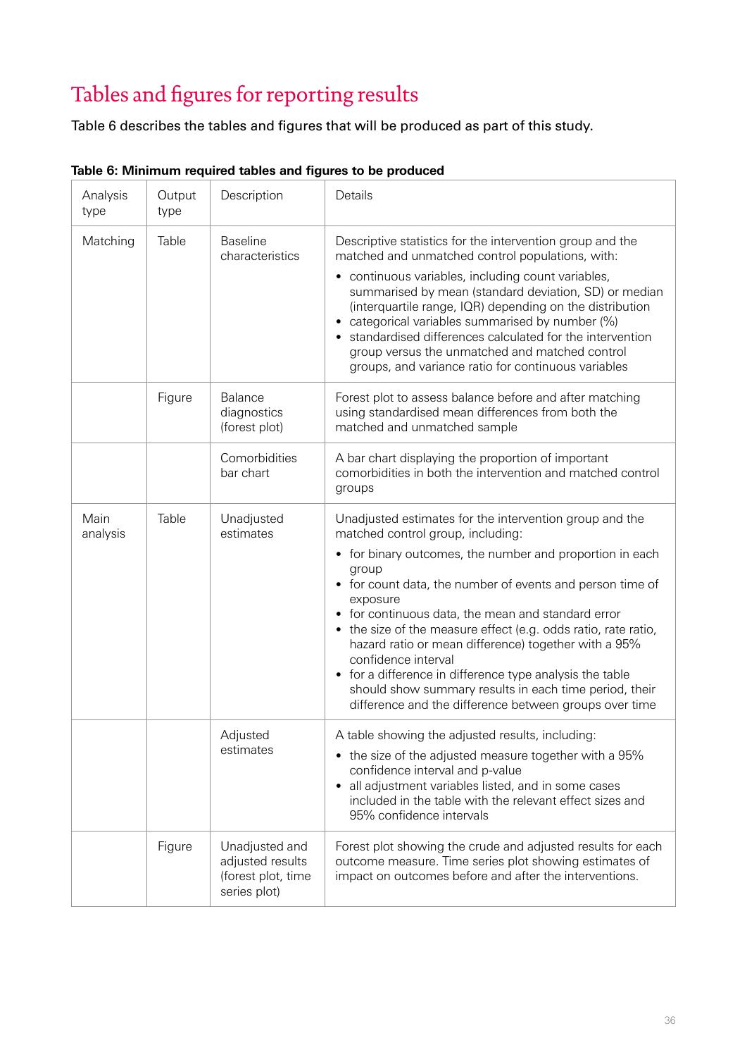# Tables and figures for reporting results

Table 6 describes the tables and figures that will be produced as part of this study.

**Table 6: Minimum required tables and figures to be produced**

| Analysis type | Output type | Description | Details |
|---|---|---|---|
| Matching | Table | Baseline characteristics | Descriptive statistics for the intervention group and the matched and unmatched control populations, with:<br>• continuous variables, including count variables, summarised by mean (standard deviation, SD) or median (interquartile range, IQR) depending on the distribution<br>• categorical variables summarised by number (%)<br>• standardised differences calculated for the intervention group versus the unmatched and matched control groups, and variance ratio for continuous variables |
| | Figure | Balance diagnostics (forest plot) | Forest plot to assess balance before and after matching using standardised mean differences from both the matched and unmatched sample |
| | | Comorbidities bar chart | A bar chart displaying the proportion of important comorbidities in both the intervention and matched control groups |
| Main analysis | Table | Unadjusted estimates | Unadjusted estimates for the intervention group and the matched control group, including:<br>• for binary outcomes, the number and proportion in each group<br>• for count data, the number of events and person time of exposure<br>• for continuous data, the mean and standard error<br>• the size of the measure effect (e.g. odds ratio, rate ratio, hazard ratio or mean difference) together with a 95% confidence interval<br>• for a difference in difference type analysis the table should show summary results in each time period, their difference and the difference between groups over time |
| | | Adjusted estimates | A table showing the adjusted results, including:<br>• the size of the adjusted measure together with a 95% confidence interval and p-value<br>• all adjustment variables listed, and in some cases included in the table with the relevant effect sizes and 95% confidence intervals |
| | Figure | Unadjusted and adjusted results (forest plot, time series plot) | Forest plot showing the crude and adjusted results for each outcome measure. Time series plot showing estimates of impact on outcomes before and after the interventions. |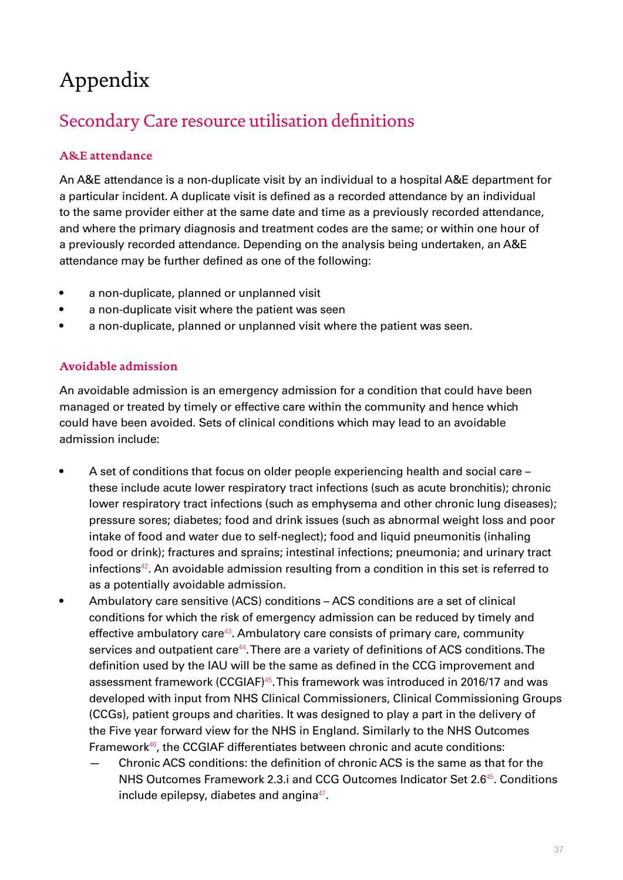# Appendix

## Secondary Care resource utilisation definitions

### A&E attendance

An A&E attendance is a non-duplicate visit by an individual to a hospital A&E department for a particular incident. A duplicate visit is defined as a recorded attendance by an individual to the same provider either at the same date and time as a previously recorded attendance, and where the primary diagnosis and treatment codes are the same; or within one hour of a previously recorded attendance. Depending on the analysis being undertaken, an A&E attendance may be further defined as one of the following:

- a non-duplicate, planned or unplanned visit
- a non-duplicate visit where the patient was seen
- a non-duplicate, planned or unplanned visit where the patient was seen.

### Avoidable admission

An avoidable admission is an emergency admission for a condition that could have been managed or treated by timely or effective care within the community and hence which could have been avoided. Sets of clinical conditions which may lead to an avoidable admission include:

- A set of conditions that focus on older people experiencing health and social care – these include acute lower respiratory tract infections (such as acute bronchitis); chronic lower respiratory tract infections (such as emphysema and other chronic lung diseases); pressure sores; diabetes; food and drink issues (such as abnormal weight loss and poor intake of food and water due to self-neglect); food and liquid pneumonitis (inhaling food or drink); fractures and sprains; intestinal infections; pneumonia; and urinary tract infections[42]. An avoidable admission resulting from a condition in this set is referred to as a potentially avoidable admission.
- Ambulatory care sensitive (ACS) conditions – ACS conditions are a set of clinical conditions for which the risk of emergency admission can be reduced by timely and effective ambulatory care[43]. Ambulatory care consists of primary care, community services and outpatient care[44]. There are a variety of definitions of ACS conditions. The definition used by the IAU will be the same as defined in the CCG improvement and assessment framework (CCGIAF)[45]. This framework was introduced in 2016/17 and was developed with input from NHS Clinical Commissioners, Clinical Commissioning Groups (CCGs), patient groups and charities. It was designed to play a part in the delivery of the Five year forward view for the NHS in England. Similarly to the NHS Outcomes Framework[46], the CCGIAF differentiates between chronic and acute conditions:
  - Chronic ACS conditions: the definition of chronic ACS is the same as that for the NHS Outcomes Framework 2.3.i and CCG Outcomes Indicator Set 2.6[45]. Conditions include epilepsy, diabetes and angina[47].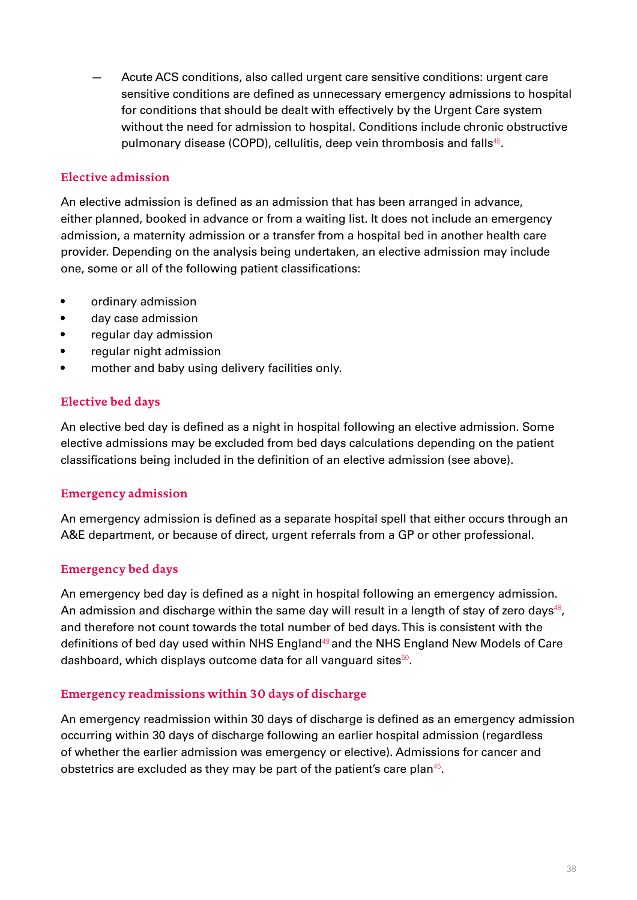- Acute ACS conditions, also called urgent care sensitive conditions: urgent care sensitive conditions are defined as unnecessary emergency admissions to hospital for conditions that should be dealt with effectively by the Urgent Care system without the need for admission to hospital. Conditions include chronic obstructive pulmonary disease (COPD), cellulitis, deep vein thrombosis and falls[45].

### Elective admission

An elective admission is defined as an admission that has been arranged in advance, either planned, booked in advance or from a waiting list. It does not include an emergency admission, a maternity admission or a transfer from a hospital bed in another health care provider. Depending on the analysis being undertaken, an elective admission may include one, some or all of the following patient classifications:

- ordinary admission
- day case admission
- regular day admission
- regular night admission
- mother and baby using delivery facilities only.

### Elective bed days

An elective bed day is defined as a night in hospital following an elective admission. Some elective admissions may be excluded from bed days calculations depending on the patient classifications being included in the definition of an elective admission (see above).

### Emergency admission

An emergency admission is defined as a separate hospital spell that either occurs through an A&E department, or because of direct, urgent referrals from a GP or other professional.

### Emergency bed days

An emergency bed day is defined as a night in hospital following an emergency admission. An admission and discharge within the same day will result in a length of stay of zero days[48], and therefore not count towards the total number of bed days. This is consistent with the definitions of bed day used within NHS England[49] and the NHS England New Models of Care dashboard, which displays outcome data for all vanguard sites[50].

### Emergency readmissions within 30 days of discharge

An emergency readmission within 30 days of discharge is defined as an emergency admission occurring within 30 days of discharge following an earlier hospital admission (regardless of whether the earlier admission was emergency or elective). Admissions for cancer and obstetrics are excluded as they may be part of the patient's care plan[45].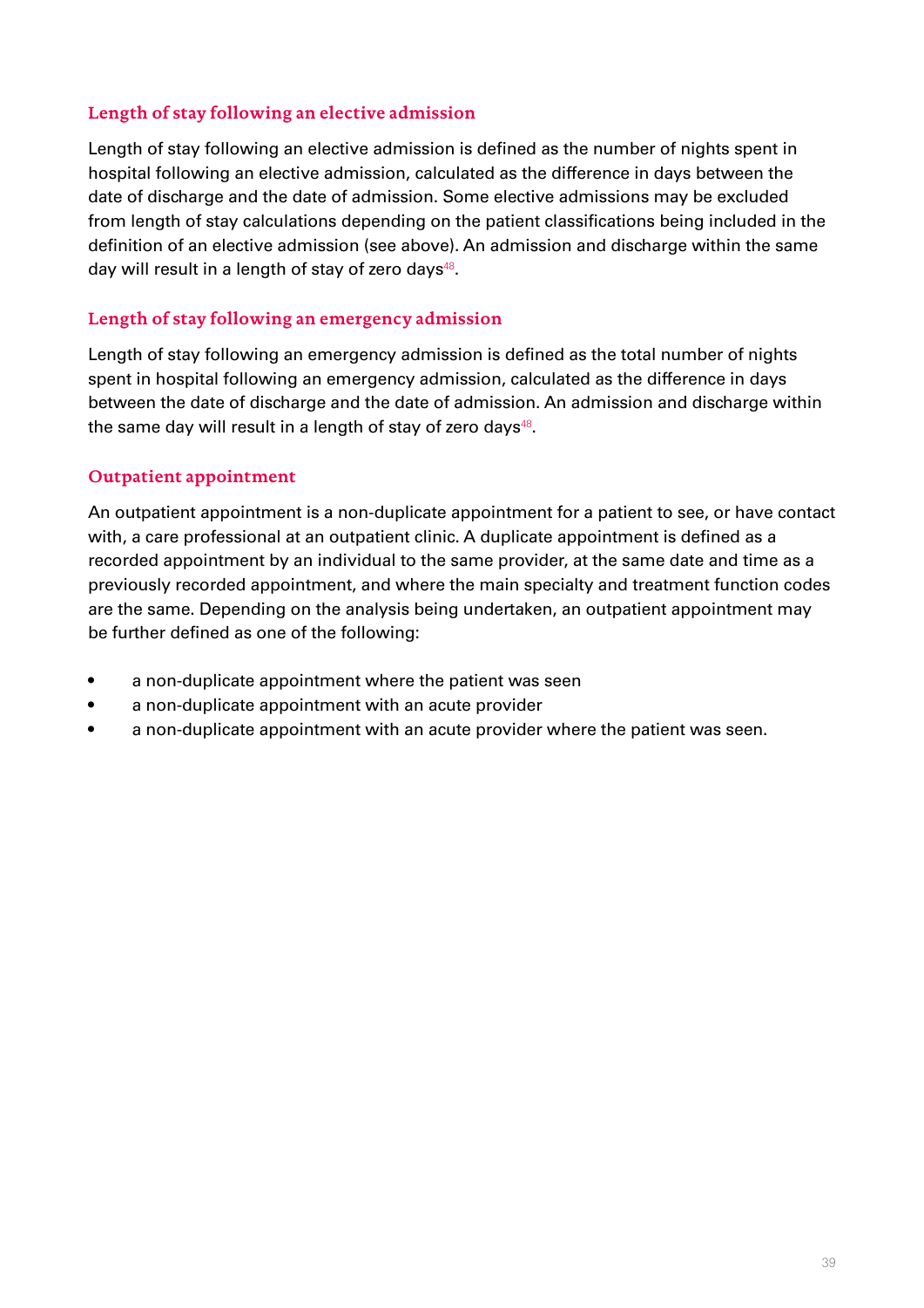### Length of stay following an elective admission

Length of stay following an elective admission is defined as the number of nights spent in hospital following an elective admission, calculated as the difference in days between the date of discharge and the date of admission. Some elective admissions may be excluded from length of stay calculations depending on the patient classifications being included in the definition of an elective admission (see above). An admission and discharge within the same day will result in a length of stay of zero days[48].

### Length of stay following an emergency admission

Length of stay following an emergency admission is defined as the total number of nights spent in hospital following an emergency admission, calculated as the difference in days between the date of discharge and the date of admission. An admission and discharge within the same day will result in a length of stay of zero days[48].

### Outpatient appointment

An outpatient appointment is a non-duplicate appointment for a patient to see, or have contact with, a care professional at an outpatient clinic. A duplicate appointment is defined as a recorded appointment by an individual to the same provider, at the same date and time as a previously recorded appointment, and where the main specialty and treatment function codes are the same. Depending on the analysis being undertaken, an outpatient appointment may be further defined as one of the following:

- a non-duplicate appointment where the patient was seen
- a non-duplicate appointment with an acute provider
- a non-duplicate appointment with an acute provider where the patient was seen.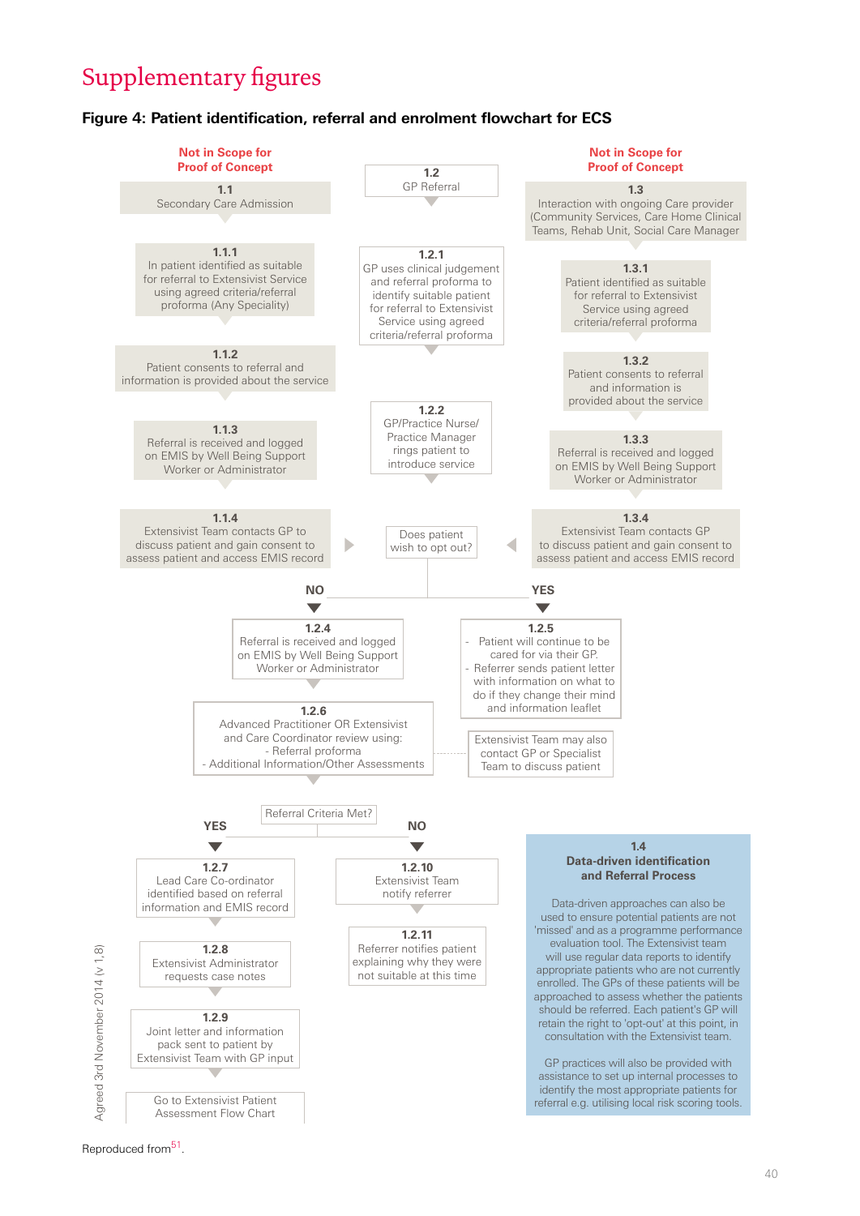# Supplementary figures

**Figure 4: Patient identification, referral and enrolment flowchart for ECS**

**Not in Scope for Proof of Concept**

**1.1**
Secondary Care Admission

**1.1.1**
In patient identified as suitable for referral to Extensivist Service using agreed criteria/referral proforma (Any Speciality)

**1.1.2**
Patient consents to referral and information is provided about the service

**1.1.3**
Referral is received and logged on EMIS by Well Being Support Worker or Administrator

**1.1.4**
Extensivist Team contacts GP to discuss patient and gain consent to assess patient and access EMIS record

**1.2**
GP Referral

**1.2.1**
GP uses clinical judgement and referral proforma to identify suitable patient for referral to Extensivist Service using agreed criteria/referral proforma

**1.2.2**
GP/Practice Nurse/ Practice Manager rings patient to introduce service

Does patient wish to opt out?

**Not in Scope for Proof of Concept**

**1.3**
Interaction with ongoing Care provider (Community Services, Care Home Clinical Teams, Rehab Unit, Social Care Manager

**1.3.1**
Patient identified as suitable for referral to Extensivist Service using agreed criteria/referral proforma

**1.3.2**
Patient consents to referral and information is provided about the service

**1.3.3**
Referral is received and logged on EMIS by Well Being Support Worker or Administrator

**1.3.4**
Extensivist Team contacts GP to discuss patient and gain consent to assess patient and access EMIS record

**NO**

**1.2.4**
Referral is received and logged on EMIS by Well Being Support Worker or Administrator

**1.2.6**
Advanced Practitioner OR Extensivist and Care Coordinator review using:
- Referral proforma
- Additional Information/Other Assessments

**YES**

**1.2.5**
- Patient will continue to be cared for via their GP.
- Referrer sends patient letter with information on what to do if they change their mind and information leaflet

Extensivist Team may also contact GP or Specialist Team to discuss patient

Referral Criteria Met?

**YES**

**1.2.7**
Lead Care Co-ordinator identified based on referral information and EMIS record

**1.2.8**
Extensivist Administrator requests case notes

**1.2.9**
Joint letter and information pack sent to patient by Extensivist Team with GP input

Go to Extensivist Patient Assessment Flow Chart

**NO**

**1.2.10**
Extensivist Team notify referrer

**1.2.11**
Referrer notifies patient explaining why they were not suitable at this time

**1.4**
**Data-driven identification and Referral Process**

Data-driven approaches can also be used to ensure potential patients are not 'missed' and as a programme performance evaluation tool. The Extensivist team will use regular data reports to identify appropriate patients who are not currently enrolled. The GPs of these patients will be approached to assess whether the patients should be referred. Each patient's GP will retain the right to 'opt-out' at this point, in consultation with the Extensivist team.

GP practices will also be provided with assistance to set up internal processes to identify the most appropriate patients for referral e.g. utilising local risk scoring tools.

Agreed 3rd November 2014 (v 1.8)

Reproduced from[51].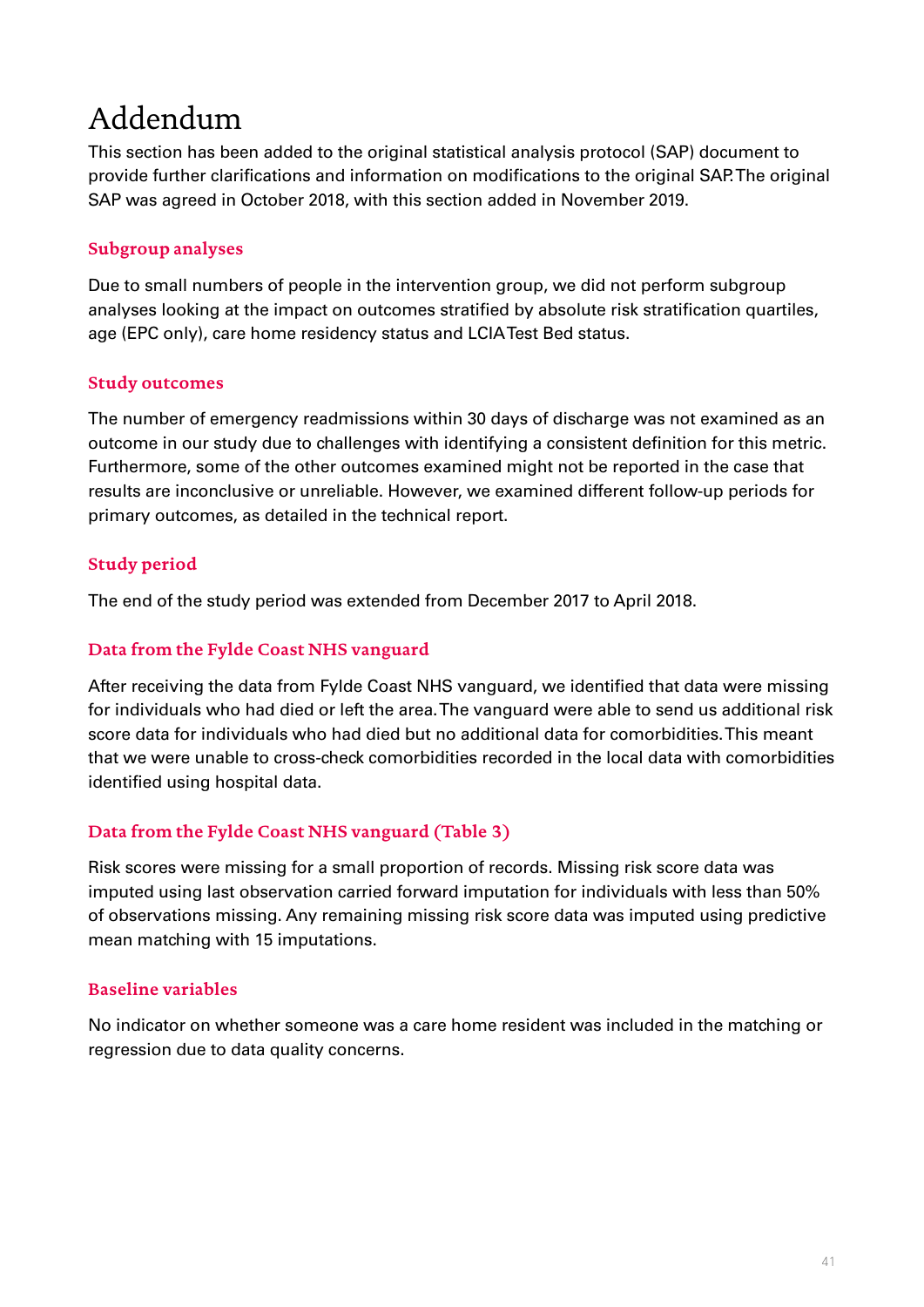# Addendum

This section has been added to the original statistical analysis protocol (SAP) document to provide further clarifications and information on modifications to the original SAP. The original SAP was agreed in October 2018, with this section added in November 2019.

## Subgroup analyses

Due to small numbers of people in the intervention group, we did not perform subgroup analyses looking at the impact on outcomes stratified by absolute risk stratification quartiles, age (EPC only), care home residency status and LCIA Test Bed status.

## Study outcomes

The number of emergency readmissions within 30 days of discharge was not examined as an outcome in our study due to challenges with identifying a consistent definition for this metric. Furthermore, some of the other outcomes examined might not be reported in the case that results are inconclusive or unreliable. However, we examined different follow-up periods for primary outcomes, as detailed in the technical report.

## Study period

The end of the study period was extended from December 2017 to April 2018.

## Data from the Fylde Coast NHS vanguard

After receiving the data from Fylde Coast NHS vanguard, we identified that data were missing for individuals who had died or left the area. The vanguard were able to send us additional risk score data for individuals who had died but no additional data for comorbidities. This meant that we were unable to cross-check comorbidities recorded in the local data with comorbidities identified using hospital data.

## Data from the Fylde Coast NHS vanguard (Table 3)

Risk scores were missing for a small proportion of records. Missing risk score data was imputed using last observation carried forward imputation for individuals with less than 50% of observations missing. Any remaining missing risk score data was imputed using predictive mean matching with 15 imputations.

## Baseline variables

No indicator on whether someone was a care home resident was included in the matching or regression due to data quality concerns.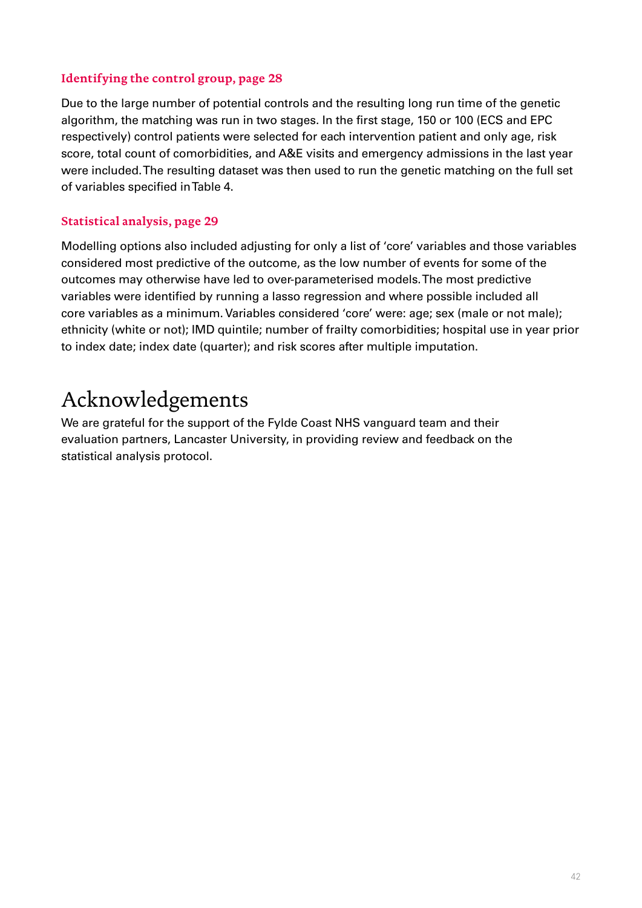### Identifying the control group, page 28

Due to the large number of potential controls and the resulting long run time of the genetic algorithm, the matching was run in two stages. In the first stage, 150 or 100 (ECS and EPC respectively) control patients were selected for each intervention patient and only age, risk score, total count of comorbidities, and A&E visits and emergency admissions in the last year were included. The resulting dataset was then used to run the genetic matching on the full set of variables specified in Table 4.

### Statistical analysis, page 29

Modelling options also included adjusting for only a list of 'core' variables and those variables considered most predictive of the outcome, as the low number of events for some of the outcomes may otherwise have led to over-parameterised models. The most predictive variables were identified by running a lasso regression and where possible included all core variables as a minimum. Variables considered 'core' were: age; sex (male or not male); ethnicity (white or not); IMD quintile; number of frailty comorbidities; hospital use in year prior to index date; index date (quarter); and risk scores after multiple imputation.

# Acknowledgements

We are grateful for the support of the Fylde Coast NHS vanguard team and their evaluation partners, Lancaster University, in providing review and feedback on the statistical analysis protocol.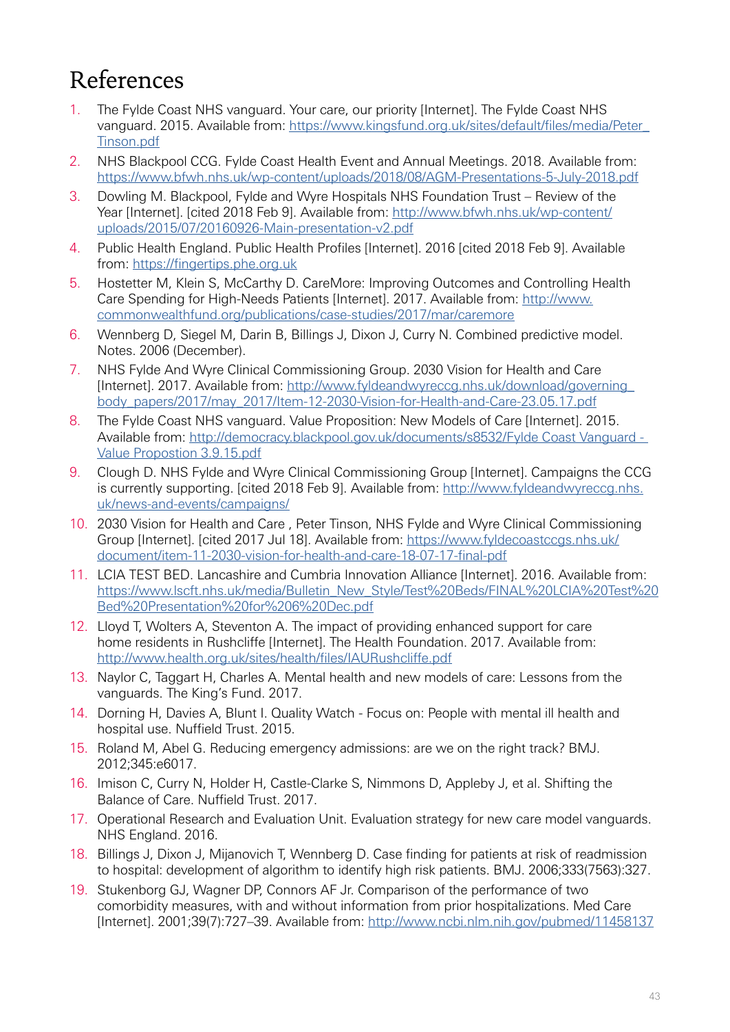# References

1. The Fylde Coast NHS vanguard. Your care, our priority [Internet]. The Fylde Coast NHS vanguard. 2015. Available from: https://www.kingsfund.org.uk/sites/default/files/media/Peter_Tinson.pdf
2. NHS Blackpool CCG. Fylde Coast Health Event and Annual Meetings. 2018. Available from: https://www.bfwh.nhs.uk/wp-content/uploads/2018/08/AGM-Presentations-5-July-2018.pdf
3. Dowling M. Blackpool, Fylde and Wyre Hospitals NHS Foundation Trust – Review of the Year [Internet]. [cited 2018 Feb 9]. Available from: http://www.bfwh.nhs.uk/wp-content/uploads/2015/07/20160926-Main-presentation-v2.pdf
4. Public Health England. Public Health Profiles [Internet]. 2016 [cited 2018 Feb 9]. Available from: https://fingertips.phe.org.uk
5. Hostetter M, Klein S, McCarthy D. CareMore: Improving Outcomes and Controlling Health Care Spending for High-Needs Patients [Internet]. 2017. Available from: http://www.commonwealthfund.org/publications/case-studies/2017/mar/caremore
6. Wennberg D, Siegel M, Darin B, Billings J, Dixon J, Curry N. Combined predictive model. Notes. 2006 (December).
7. NHS Fylde And Wyre Clinical Commissioning Group. 2030 Vision for Health and Care [Internet]. 2017. Available from: http://www.fyldeandwyreccg.nhs.uk/download/governing_body_papers/2017/may_2017/Item-12-2030-Vision-for-Health-and-Care-23.05.17.pdf
8. The Fylde Coast NHS vanguard. Value Proposition: New Models of Care [Internet]. 2015. Available from: http://democracy.blackpool.gov.uk/documents/s8532/Fylde Coast Vanguard - Value Propostion 3.9.15.pdf
9. Clough D. NHS Fylde and Wyre Clinical Commissioning Group [Internet]. Campaigns the CCG is currently supporting. [cited 2018 Feb 9]. Available from: http://www.fyldeandwyreccg.nhs.uk/news-and-events/campaigns/
10. 2030 Vision for Health and Care , Peter Tinson, NHS Fylde and Wyre Clinical Commissioning Group [Internet]. [cited 2017 Jul 18]. Available from: https://www.fyldecoastccgs.nhs.uk/document/item-11-2030-vision-for-health-and-care-18-07-17-final-pdf
11. LCIA TEST BED. Lancashire and Cumbria Innovation Alliance [Internet]. 2016. Available from: https://www.lscft.nhs.uk/media/Bulletin_New_Style/Test%20Beds/FINAL%20LCIA%20Test%20Bed%20Presentation%20for%206%20Dec.pdf
12. Lloyd T, Wolters A, Steventon A. The impact of providing enhanced support for care home residents in Rushcliffe [Internet]. The Health Foundation. 2017. Available from: http://www.health.org.uk/sites/health/files/IAURushcliffe.pdf
13. Naylor C, Taggart H, Charles A. Mental health and new models of care: Lessons from the vanguards. The King's Fund. 2017.
14. Dorning H, Davies A, Blunt I. Quality Watch - Focus on: People with mental ill health and hospital use. Nuffield Trust. 2015.
15. Roland M, Abel G. Reducing emergency admissions: are we on the right track? BMJ. 2012;345:e6017.
16. Imison C, Curry N, Holder H, Castle-Clarke S, Nimmons D, Appleby J, et al. Shifting the Balance of Care. Nuffield Trust. 2017.
17. Operational Research and Evaluation Unit. Evaluation strategy for new care model vanguards. NHS England. 2016.
18. Billings J, Dixon J, Mijanovich T, Wennberg D. Case finding for patients at risk of readmission to hospital: development of algorithm to identify high risk patients. BMJ. 2006;333(7563):327.
19. Stukenborg GJ, Wagner DP, Connors AF Jr. Comparison of the performance of two comorbidity measures, with and without information from prior hospitalizations. Med Care [Internet]. 2001;39(7):727–39. Available from: http://www.ncbi.nlm.nih.gov/pubmed/11458137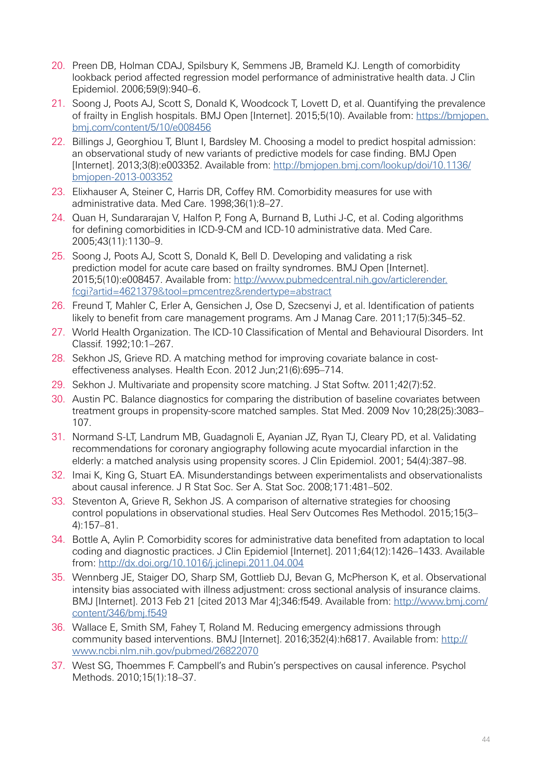20. Preen DB, Holman CDAJ, Spilsbury K, Semmens JB, Brameld KJ. Length of comorbidity lookback period affected regression model performance of administrative health data. J Clin Epidemiol. 2006;59(9):940–6.
21. Soong J, Poots AJ, Scott S, Donald K, Woodcock T, Lovett D, et al. Quantifying the prevalence of frailty in English hospitals. BMJ Open [Internet]. 2015;5(10). Available from: https://bmjopen.bmj.com/content/5/10/e008456
22. Billings J, Georghiou T, Blunt I, Bardsley M. Choosing a model to predict hospital admission: an observational study of new variants of predictive models for case finding. BMJ Open [Internet]. 2013;3(8):e003352. Available from: http://bmjopen.bmj.com/lookup/doi/10.1136/bmjopen-2013-003352
23. Elixhauser A, Steiner C, Harris DR, Coffey RM. Comorbidity measures for use with administrative data. Med Care. 1998;36(1):8–27.
24. Quan H, Sundararajan V, Halfon P, Fong A, Burnand B, Luthi J-C, et al. Coding algorithms for defining comorbidities in ICD-9-CM and ICD-10 administrative data. Med Care. 2005;43(11):1130–9.
25. Soong J, Poots AJ, Scott S, Donald K, Bell D. Developing and validating a risk prediction model for acute care based on frailty syndromes. BMJ Open [Internet]. 2015;5(10):e008457. Available from: http://www.pubmedcentral.nih.gov/articlerender.fcgi?artid=4621379&tool=pmcentrez&rendertype=abstract
26. Freund T, Mahler C, Erler A, Gensichen J, Ose D, Szecsenyi J, et al. Identification of patients likely to benefit from care management programs. Am J Manag Care. 2011;17(5):345–52.
27. World Health Organization. The ICD-10 Classification of Mental and Behavioural Disorders. Int Classif. 1992;10:1–267.
28. Sekhon JS, Grieve RD. A matching method for improving covariate balance in cost-effectiveness analyses. Health Econ. 2012 Jun;21(6):695–714.
29. Sekhon J. Multivariate and propensity score matching. J Stat Softw. 2011;42(7):52.
30. Austin PC. Balance diagnostics for comparing the distribution of baseline covariates between treatment groups in propensity-score matched samples. Stat Med. 2009 Nov 10;28(25):3083–107.
31. Normand S-LT, Landrum MB, Guadagnoli E, Ayanian JZ, Ryan TJ, Cleary PD, et al. Validating recommendations for coronary angiography following acute myocardial infarction in the elderly: a matched analysis using propensity scores. J Clin Epidemiol. 2001; 54(4):387–98.
32. Imai K, King G, Stuart EA. Misunderstandings between experimentalists and observationalists about causal inference. J R Stat Soc. Ser A. Stat Soc. 2008;171:481–502.
33. Steventon A, Grieve R, Sekhon JS. A comparison of alternative strategies for choosing control populations in observational studies. Heal Serv Outcomes Res Methodol. 2015;15(3–4):157–81.
34. Bottle A, Aylin P. Comorbidity scores for administrative data benefited from adaptation to local coding and diagnostic practices. J Clin Epidemiol [Internet]. 2011;64(12):1426–1433. Available from: http://dx.doi.org/10.1016/j.jclinepi.2011.04.004
35. Wennberg JE, Staiger DO, Sharp SM, Gottlieb DJ, Bevan G, McPherson K, et al. Observational intensity bias associated with illness adjustment: cross sectional analysis of insurance claims. BMJ [Internet]. 2013 Feb 21 [cited 2013 Mar 4];346:f549. Available from: http://www.bmj.com/content/346/bmj.f549
36. Wallace E, Smith SM, Fahey T, Roland M. Reducing emergency admissions through community based interventions. BMJ [Internet]. 2016;352(4):h6817. Available from: http://www.ncbi.nlm.nih.gov/pubmed/26822070
37. West SG, Thoemmes F. Campbell's and Rubin's perspectives on causal inference. Psychol Methods. 2010;15(1):18–37.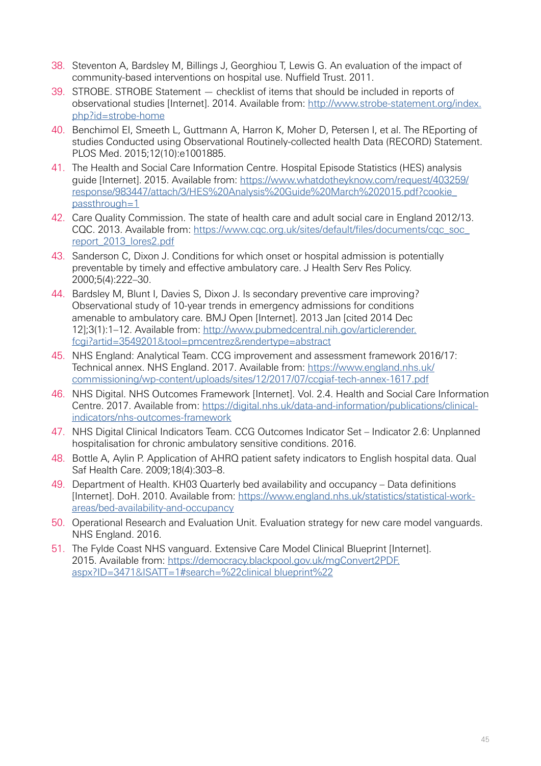38. Steventon A, Bardsley M, Billings J, Georghiou T, Lewis G. An evaluation of the impact of community-based interventions on hospital use. Nuffield Trust. 2011.
39. STROBE. STROBE Statement — checklist of items that should be included in reports of observational studies [Internet]. 2014. Available from: http://www.strobe-statement.org/index.php?id=strobe-home
40. Benchimol EI, Smeeth L, Guttmann A, Harron K, Moher D, Petersen I, et al. The REporting of studies Conducted using Observational Routinely-collected health Data (RECORD) Statement. PLOS Med. 2015;12(10):e1001885.
41. The Health and Social Care Information Centre. Hospital Episode Statistics (HES) analysis guide [Internet]. 2015. Available from: https://www.whatdotheyknow.com/request/403259/response/983447/attach/3/HES%20Analysis%20Guide%20March%202015.pdf?cookie_passthrough=1
42. Care Quality Commission. The state of health care and adult social care in England 2012/13. CQC. 2013. Available from: https://www.cqc.org.uk/sites/default/files/documents/cqc_soc_report_2013_lores2.pdf
43. Sanderson C, Dixon J. Conditions for which onset or hospital admission is potentially preventable by timely and effective ambulatory care. J Health Serv Res Policy. 2000;5(4):222–30.
44. Bardsley M, Blunt I, Davies S, Dixon J. Is secondary preventive care improving? Observational study of 10-year trends in emergency admissions for conditions amenable to ambulatory care. BMJ Open [Internet]. 2013 Jan [cited 2014 Dec 12];3(1):1–12. Available from: http://www.pubmedcentral.nih.gov/articlerender.fcgi?artid=3549201&tool=pmcentrez&rendertype=abstract
45. NHS England: Analytical Team. CCG improvement and assessment framework 2016/17: Technical annex. NHS England. 2017. Available from: https://www.england.nhs.uk/commissioning/wp-content/uploads/sites/12/2017/07/ccgiaf-tech-annex-1617.pdf
46. NHS Digital. NHS Outcomes Framework [Internet]. Vol. 2.4. Health and Social Care Information Centre. 2017. Available from: https://digital.nhs.uk/data-and-information/publications/clinical-indicators/nhs-outcomes-framework
47. NHS Digital Clinical Indicators Team. CCG Outcomes Indicator Set – Indicator 2.6: Unplanned hospitalisation for chronic ambulatory sensitive conditions. 2016.
48. Bottle A, Aylin P. Application of AHRQ patient safety indicators to English hospital data. Qual Saf Health Care. 2009;18(4):303–8.
49. Department of Health. KH03 Quarterly bed availability and occupancy – Data definitions [Internet]. DoH. 2010. Available from: https://www.england.nhs.uk/statistics/statistical-work-areas/bed-availability-and-occupancy
50. Operational Research and Evaluation Unit. Evaluation strategy for new care model vanguards. NHS England. 2016.
51. The Fylde Coast NHS vanguard. Extensive Care Model Clinical Blueprint [Internet]. 2015. Available from: https://democracy.blackpool.gov.uk/mgConvert2PDF.aspx?ID=3471&ISATT=1#search=%22clinical blueprint%22